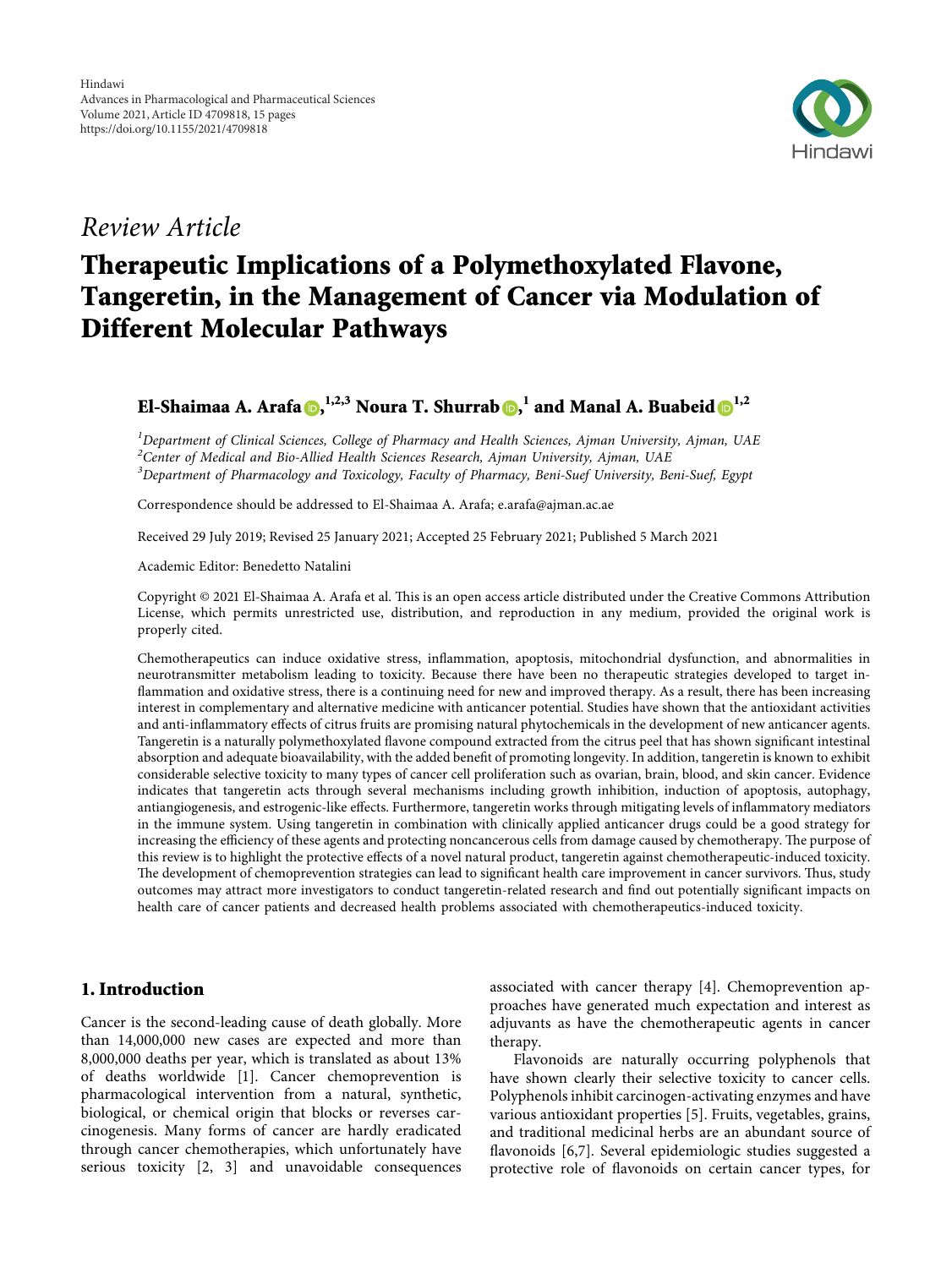Hindawi
Advances in Pharmacological and Pharmaceutical Sciences
Volume 2021, Article ID 4709818, 15 pages
https://doi.org/10.1155/2021/4709818

*Review Article*

# Therapeutic Implications of a Polymethoxylated Flavone, Tangeretin, in the Management of Cancer via Modulation of Different Molecular Pathways

**El-Shaimaa A. Arafa**[1,2,3] **Noura T. Shurrab**[1] **and Manal A. Buabeid**[1,2]

[1]*Department of Clinical Sciences, College of Pharmacy and Health Sciences, Ajman University, Ajman, UAE*
[2]*Center of Medical and Bio-Allied Health Sciences Research, Ajman University, Ajman, UAE*
[3]*Department of Pharmacology and Toxicology, Faculty of Pharmacy, Beni-Suef University, Beni-Suef, Egypt*

Correspondence should be addressed to El-Shaimaa A. Arafa; e.arafa@ajman.ac.ae

Received 29 July 2019; Revised 25 January 2021; Accepted 25 February 2021; Published 5 March 2021

Academic Editor: Benedetto Natalini

Copyright © 2021 El-Shaimaa A. Arafa et al. This is an open access article distributed under the Creative Commons Attribution License, which permits unrestricted use, distribution, and reproduction in any medium, provided the original work is properly cited.

Chemotherapeutics can induce oxidative stress, inflammation, apoptosis, mitochondrial dysfunction, and abnormalities in neurotransmitter metabolism leading to toxicity. Because there have been no therapeutic strategies developed to target inflammation and oxidative stress, there is a continuing need for new and improved therapy. As a result, there has been increasing interest in complementary and alternative medicine with anticancer potential. Studies have shown that the antioxidant activities and anti-inflammatory effects of citrus fruits are promising natural phytochemicals in the development of new anticancer agents. Tangeretin is a naturally polymethoxylated flavone compound extracted from the citrus peel that has shown significant intestinal absorption and adequate bioavailability, with the added benefit of promoting longevity. In addition, tangeretin is known to exhibit considerable selective toxicity to many types of cancer cell proliferation such as ovarian, brain, blood, and skin cancer. Evidence indicates that tangeretin acts through several mechanisms including growth inhibition, induction of apoptosis, autophagy, antiangiogenesis, and estrogenic-like effects. Furthermore, tangeretin works through mitigating levels of inflammatory mediators in the immune system. Using tangeretin in combination with clinically applied anticancer drugs could be a good strategy for increasing the efficiency of these agents and protecting noncancerous cells from damage caused by chemotherapy. The purpose of this review is to highlight the protective effects of a novel natural product, tangeretin against chemotherapeutic-induced toxicity. The development of chemoprevention strategies can lead to significant health care improvement in cancer survivors. Thus, study outcomes may attract more investigators to conduct tangeretin-related research and find out potentially significant impacts on health care of cancer patients and decreased health problems associated with chemotherapeutics-induced toxicity.

## 1. Introduction

Cancer is the second-leading cause of death globally. More than 14,000,000 new cases are expected and more than 8,000,000 deaths per year, which is translated as about 13% of deaths worldwide [1]. Cancer chemoprevention is pharmacological intervention from a natural, synthetic, biological, or chemical origin that blocks or reverses carcinogenesis. Many forms of cancer are hardly eradicated through cancer chemotherapies, which unfortunately have serious toxicity [2, 3] and unavoidable consequences associated with cancer therapy [4]. Chemoprevention approaches have generated much expectation and interest as adjuvants as have the chemotherapeutic agents in cancer therapy.

Flavonoids are naturally occurring polyphenols that have shown clearly their selective toxicity to cancer cells. Polyphenols inhibit carcinogen-activating enzymes and have various antioxidant properties [5]. Fruits, vegetables, grains, and traditional medicinal herbs are an abundant source of flavonoids [6,7]. Several epidemiologic studies suggested a protective role of flavonoids on certain cancer types, for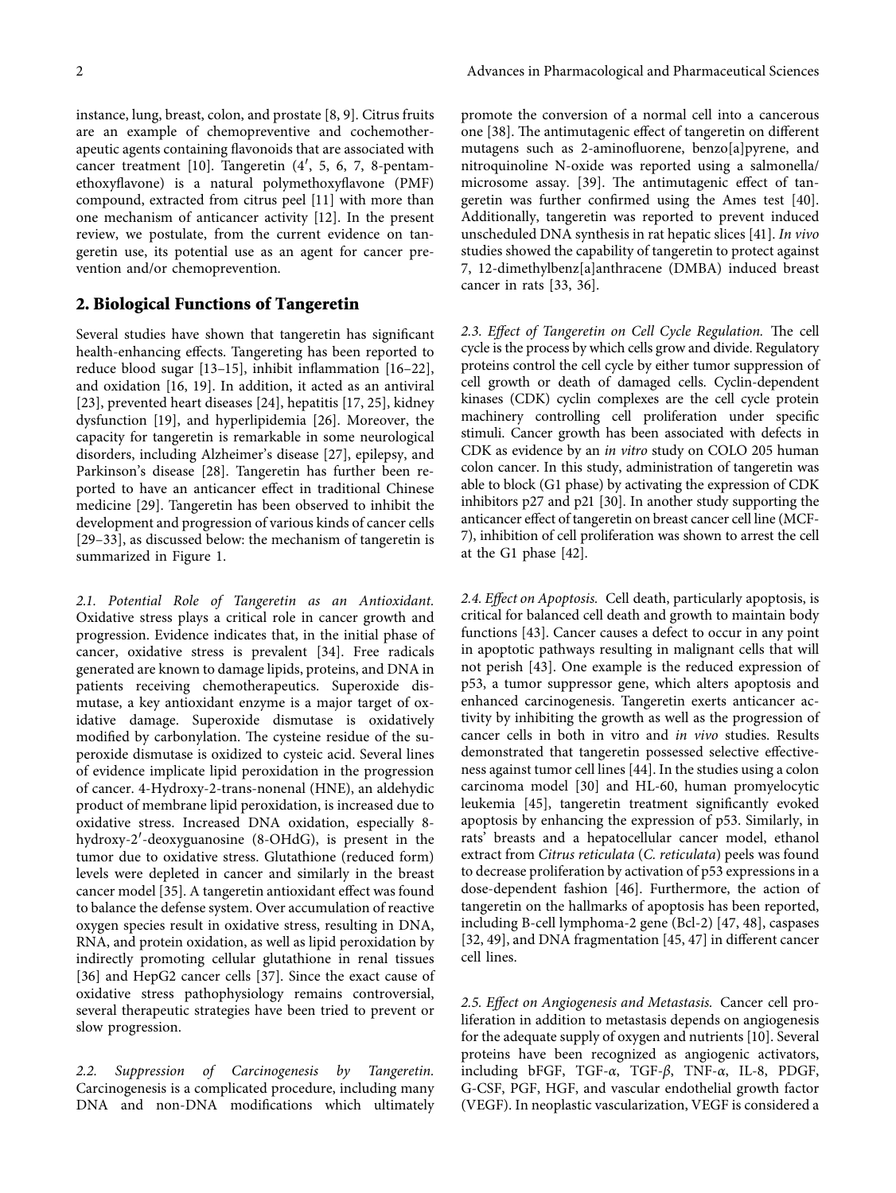instance, lung, breast, colon, and prostate [8, 9]. Citrus fruits are an example of chemopreventive and cochemotherapeutic agents containing flavonoids that are associated with cancer treatment [10]. Tangeretin (4′, 5, 6, 7, 8-pentamethoxyflavone) is a natural polymethoxyflavone (PMF) compound, extracted from citrus peel [11] with more than one mechanism of anticancer activity [12]. In the present review, we postulate, from the current evidence on tangeretin use, its potential use as an agent for cancer prevention and/or chemoprevention.

## 2. Biological Functions of Tangeretin

Several studies have shown that tangeretin has significant health-enhancing effects. Tangereting has been reported to reduce blood sugar [13–15], inhibit inflammation [16–22], and oxidation [16, 19]. In addition, it acted as an antiviral [23], prevented heart diseases [24], hepatitis [17, 25], kidney dysfunction [19], and hyperlipidemia [26]. Moreover, the capacity for tangeretin is remarkable in some neurological disorders, including Alzheimer's disease [27], epilepsy, and Parkinson's disease [28]. Tangeretin has further been reported to have an anticancer effect in traditional Chinese medicine [29]. Tangeretin has been observed to inhibit the development and progression of various kinds of cancer cells [29–33], as discussed below: the mechanism of tangeretin is summarized in Figure 1.

*2.1. Potential Role of Tangeretin as an Antioxidant.* Oxidative stress plays a critical role in cancer growth and progression. Evidence indicates that, in the initial phase of cancer, oxidative stress is prevalent [34]. Free radicals generated are known to damage lipids, proteins, and DNA in patients receiving chemotherapeutics. Superoxide dismutase, a key antioxidant enzyme is a major target of oxidative damage. Superoxide dismutase is oxidatively modified by carbonylation. The cysteine residue of the superoxide dismutase is oxidized to cysteic acid. Several lines of evidence implicate lipid peroxidation in the progression of cancer. 4-Hydroxy-2-trans-nonenal (HNE), an aldehydic product of membrane lipid peroxidation, is increased due to oxidative stress. Increased DNA oxidation, especially 8-hydroxy-2′-deoxyguanosine (8-OHdG), is present in the tumor due to oxidative stress. Glutathione (reduced form) levels were depleted in cancer and similarly in the breast cancer model [35]. A tangeretin antioxidant effect was found to balance the defense system. Over accumulation of reactive oxygen species result in oxidative stress, resulting in DNA, RNA, and protein oxidation, as well as lipid peroxidation by indirectly promoting cellular glutathione in renal tissues [36] and HepG2 cancer cells [37]. Since the exact cause of oxidative stress pathophysiology remains controversial, several therapeutic strategies have been tried to prevent or slow progression.

*2.2. Suppression of Carcinogenesis by Tangeretin.* Carcinogenesis is a complicated procedure, including many DNA and non-DNA modifications which ultimately promote the conversion of a normal cell into a cancerous one [38]. The antimutagenic effect of tangeretin on different mutagens such as 2-aminofluorene, benzo[a]pyrene, and nitroquinoline N-oxide was reported using a salmonella/microsome assay. [39]. The antimutagenic effect of tangeretin was further confirmed using the Ames test [40]. Additionally, tangeretin was reported to prevent induced unscheduled DNA synthesis in rat hepatic slices [41]. *In vivo* studies showed the capability of tangeretin to protect against 7, 12-dimethylbenz[a]anthracene (DMBA) induced breast cancer in rats [33, 36].

*2.3. Effect of Tangeretin on Cell Cycle Regulation.* The cell cycle is the process by which cells grow and divide. Regulatory proteins control the cell cycle by either tumor suppression of cell growth or death of damaged cells. Cyclin-dependent kinases (CDK) cyclin complexes are the cell cycle protein machinery controlling cell proliferation under specific stimuli. Cancer growth has been associated with defects in CDK as evidence by an *in vitro* study on COLO 205 human colon cancer. In this study, administration of tangeretin was able to block (G1 phase) by activating the expression of CDK inhibitors p27 and p21 [30]. In another study supporting the anticancer effect of tangeretin on breast cancer cell line (MCF-7), inhibition of cell proliferation was shown to arrest the cell at the G1 phase [42].

*2.4. Effect on Apoptosis.* Cell death, particularly apoptosis, is critical for balanced cell death and growth to maintain body functions [43]. Cancer causes a defect to occur in any point in apoptotic pathways resulting in malignant cells that will not perish [43]. One example is the reduced expression of p53, a tumor suppressor gene, which alters apoptosis and enhanced carcinogenesis. Tangeretin exerts anticancer activity by inhibiting the growth as well as the progression of cancer cells in both in vitro and *in vivo* studies. Results demonstrated that tangeretin possessed selective effectiveness against tumor cell lines [44]. In the studies using a colon carcinoma model [30] and HL-60, human promyelocytic leukemia [45], tangeretin treatment significantly evoked apoptosis by enhancing the expression of p53. Similarly, in rats' breasts and a hepatocellular cancer model, ethanol extract from *Citrus reticulata* (*C. reticulata*) peels was found to decrease proliferation by activation of p53 expressions in a dose-dependent fashion [46]. Furthermore, the action of tangeretin on the hallmarks of apoptosis has been reported, including B-cell lymphoma-2 gene (Bcl-2) [47, 48], caspases [32, 49], and DNA fragmentation [45, 47] in different cancer cell lines.

*2.5. Effect on Angiogenesis and Metastasis.* Cancer cell proliferation in addition to metastasis depends on angiogenesis for the adequate supply of oxygen and nutrients [10]. Several proteins have been recognized as angiogenic activators, including bFGF, TGF-$\alpha$, TGF-$\beta$, TNF-$\alpha$, IL-8, PDGF, G-CSF, PGF, HGF, and vascular endothelial growth factor (VEGF). In neoplastic vascularization, VEGF is considered a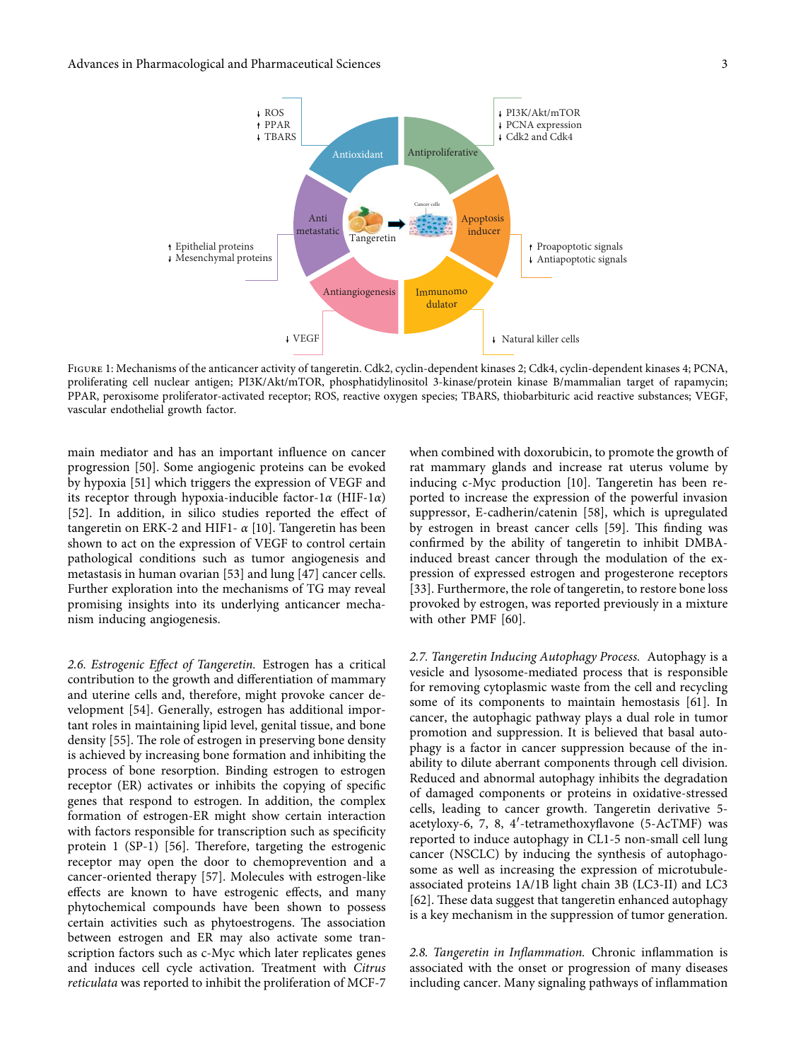Figure 1: Mechanisms of the anticancer activity of tangeretin. Cdk2, cyclin-dependent kinases 2; Cdk4, cyclin-dependent kinases 4; PCNA, proliferating cell nuclear antigen; PI3K/Akt/mTOR, phosphatidylinositol 3-kinase/protein kinase B/mammalian target of rapamycin; PPAR, peroxisome proliferator-activated receptor; ROS, reactive oxygen species; TBARS, thiobarbituric acid reactive substances; VEGF, vascular endothelial growth factor.

main mediator and has an important influence on cancer progression [50]. Some angiogenic proteins can be evoked by hypoxia [51] which triggers the expression of VEGF and its receptor through hypoxia-inducible factor-1$\alpha$ (HIF-1$\alpha$) [52]. In addition, in silico studies reported the effect of tangeretin on ERK-2 and HIF1- $\alpha$ [10]. Tangeretin has been shown to act on the expression of VEGF to control certain pathological conditions such as tumor angiogenesis and metastasis in human ovarian [53] and lung [47] cancer cells. Further exploration into the mechanisms of TG may reveal promising insights into its underlying anticancer mechanism inducing angiogenesis.

*2.6. Estrogenic Effect of Tangeretin.* Estrogen has a critical contribution to the growth and differentiation of mammary and uterine cells and, therefore, might provoke cancer development [54]. Generally, estrogen has additional important roles in maintaining lipid level, genital tissue, and bone density [55]. The role of estrogen in preserving bone density is achieved by increasing bone formation and inhibiting the process of bone resorption. Binding estrogen to estrogen receptor (ER) activates or inhibits the copying of specific genes that respond to estrogen. In addition, the complex formation of estrogen-ER might show certain interaction with factors responsible for transcription such as specificity protein 1 (SP-1) [56]. Therefore, targeting the estrogenic receptor may open the door to chemoprevention and a cancer-oriented therapy [57]. Molecules with estrogen-like effects are known to have estrogenic effects, and many phytochemical compounds have been shown to possess certain activities such as phytoestrogens. The association between estrogen and ER may also activate some transcription factors such as c-Myc which later replicates genes and induces cell cycle activation. Treatment with *Citrus reticulata* was reported to inhibit the proliferation of MCF-7 when combined with doxorubicin, to promote the growth of rat mammary glands and increase rat uterus volume by inducing c-Myc production [10]. Tangeretin has been reported to increase the expression of the powerful invasion suppressor, E-cadherin/catenin [58], which is upregulated by estrogen in breast cancer cells [59]. This finding was confirmed by the ability of tangeretin to inhibit DMBA-induced breast cancer through the modulation of the expression of expressed estrogen and progesterone receptors [33]. Furthermore, the role of tangeretin, to restore bone loss provoked by estrogen, was reported previously in a mixture with other PMF [60].

*2.7. Tangeretin Inducing Autophagy Process.* Autophagy is a vesicle and lysosome-mediated process that is responsible for removing cytoplasmic waste from the cell and recycling some of its components to maintain hemostasis [61]. In cancer, the autophagic pathway plays a dual role in tumor promotion and suppression. It is believed that basal autophagy is a factor in cancer suppression because of the inability to dilute aberrant components through cell division. Reduced and abnormal autophagy inhibits the degradation of damaged components or proteins in oxidative-stressed cells, leading to cancer growth. Tangeretin derivative 5-acetyloxy-6, 7, 8, 4′-tetramethoxyflavone (5-AcTMF) was reported to induce autophagy in CL1-5 non-small cell lung cancer (NSCLC) by inducing the synthesis of autophagosome as well as increasing the expression of microtubule-associated proteins 1A/1B light chain 3B (LC3-II) and LC3 [62]. These data suggest that tangeretin enhanced autophagy is a key mechanism in the suppression of tumor generation.

*2.8. Tangeretin in Inflammation.* Chronic inflammation is associated with the onset or progression of many diseases including cancer. Many signaling pathways of inflammation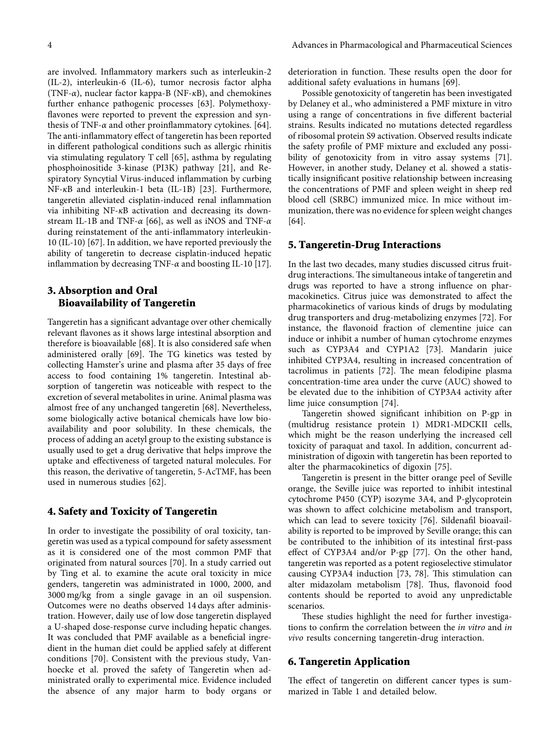are involved. Inflammatory markers such as interleukin-2 (IL-2), interleukin-6 (IL-6), tumor necrosis factor alpha (TNF-$\alpha$), nuclear factor kappa-B (NF-$\kappa$B), and chemokines further enhance pathogenic processes [63]. Polymethoxyflavones were reported to prevent the expression and synthesis of TNF-$\alpha$ and other proinflammatory cytokines. [64]. The anti-inflammatory effect of tangeretin has been reported in different pathological conditions such as allergic rhinitis via stimulating regulatory T cell [65], asthma by regulating phosphoinositide 3-kinase (PI3K) pathway [21], and Respiratory Syncytial Virus-induced inflammation by curbing NF-$\kappa$B and interleukin-1 beta (IL-1B) [23]. Furthermore, tangeretin alleviated cisplatin-induced renal inflammation via inhibiting NF-$\kappa$B activation and decreasing its downstream IL-1B and TNF-$\alpha$ [66], as well as iNOS and TNF-$\alpha$ during reinstatement of the anti-inflammatory interleukin-10 (IL-10) [67]. In addition, we have reported previously the ability of tangeretin to decrease cisplatin-induced hepatic inflammation by decreasing TNF-$\alpha$ and boosting IL-10 [17].

## 3. Absorption and Oral Bioavailability of Tangeretin

Tangeretin has a significant advantage over other chemically relevant flavones as it shows large intestinal absorption and therefore is bioavailable [68]. It is also considered safe when administered orally [69]. The TG kinetics was tested by collecting Hamster's urine and plasma after 35 days of free access to food containing 1% tangeretin. Intestinal absorption of tangeretin was noticeable with respect to the excretion of several metabolites in urine. Animal plasma was almost free of any unchanged tangeretin [68]. Nevertheless, some biologically active botanical chemicals have low bioavailability and poor solubility. In these chemicals, the process of adding an acetyl group to the existing substance is usually used to get a drug derivative that helps improve the uptake and effectiveness of targeted natural molecules. For this reason, the derivative of tangeretin, 5-AcTMF, has been used in numerous studies [62].

## 4. Safety and Toxicity of Tangeretin

In order to investigate the possibility of oral toxicity, tangeretin was used as a typical compound for safety assessment as it is considered one of the most common PMF that originated from natural sources [70]. In a study carried out by Ting et al. to examine the acute oral toxicity in mice genders, tangeretin was administrated in 1000, 2000, and 3000 mg/kg from a single gavage in an oil suspension. Outcomes were no deaths observed 14 days after administration. However, daily use of low dose tangeretin displayed a U-shaped dose-response curve including hepatic changes. It was concluded that PMF available as a beneficial ingredient in the human diet could be applied safely at different conditions [70]. Consistent with the previous study, Vanhoecke et al. proved the safety of Tangeretin when administrated orally to experimental mice. Evidence included the absence of any major harm to body organs or deterioration in function. These results open the door for additional safety evaluations in humans [69].

Possible genotoxicity of tangeretin has been investigated by Delaney et al., who administered a PMF mixture in vitro using a range of concentrations in five different bacterial strains. Results indicated no mutations detected regardless of ribosomal protein S9 activation. Observed results indicate the safety profile of PMF mixture and excluded any possibility of genotoxicity from in vitro assay systems [71]. However, in another study, Delaney et al. showed a statistically insignificant positive relationship between increasing the concentrations of PMF and spleen weight in sheep red blood cell (SRBC) immunized mice. In mice without immunization, there was no evidence for spleen weight changes [64].

## 5. Tangeretin-Drug Interactions

In the last two decades, many studies discussed citrus fruit-drug interactions. The simultaneous intake of tangeretin and drugs was reported to have a strong influence on pharmacokinetics. Citrus juice was demonstrated to affect the pharmacokinetics of various kinds of drugs by modulating drug transporters and drug-metabolizing enzymes [72]. For instance, the flavonoid fraction of clementine juice can induce or inhibit a number of human cytochrome enzymes such as CYP3A4 and CYP1A2 [73]. Mandarin juice inhibited CYP3A4, resulting in increased concentration of tacrolimus in patients [72]. The mean felodipine plasma concentration-time area under the curve (AUC) showed to be elevated due to the inhibition of CYP3A4 activity after lime juice consumption [74].

Tangeretin showed significant inhibition on P-gp in (multidrug resistance protein 1) MDR1-MDCKII cells, which might be the reason underlying the increased cell toxicity of paraquat and taxol. In addition, concurrent administration of digoxin with tangeretin has been reported to alter the pharmacokinetics of digoxin [75].

Tangeretin is present in the bitter orange peel of Seville orange, the Seville juice was reported to inhibit intestinal cytochrome P450 (CYP) isozyme 3A4, and P-glycoprotein was shown to affect colchicine metabolism and transport, which can lead to severe toxicity [76]. Sildenafil bioavailability is reported to be improved by Seville orange; this can be contributed to the inhibition of its intestinal first-pass effect of CYP3A4 and/or P-gp [77]. On the other hand, tangeretin was reported as a potent regioselective stimulator causing CYP3A4 induction [73, 78]. This stimulation can alter midazolam metabolism [78]. Thus, flavonoid food contents should be reported to avoid any unpredictable scenarios.

These studies highlight the need for further investigations to confirm the correlation between the *in vitro* and *in vivo* results concerning tangeretin-drug interaction.

## 6. Tangeretin Application

The effect of tangeretin on different cancer types is summarized in Table 1 and detailed below.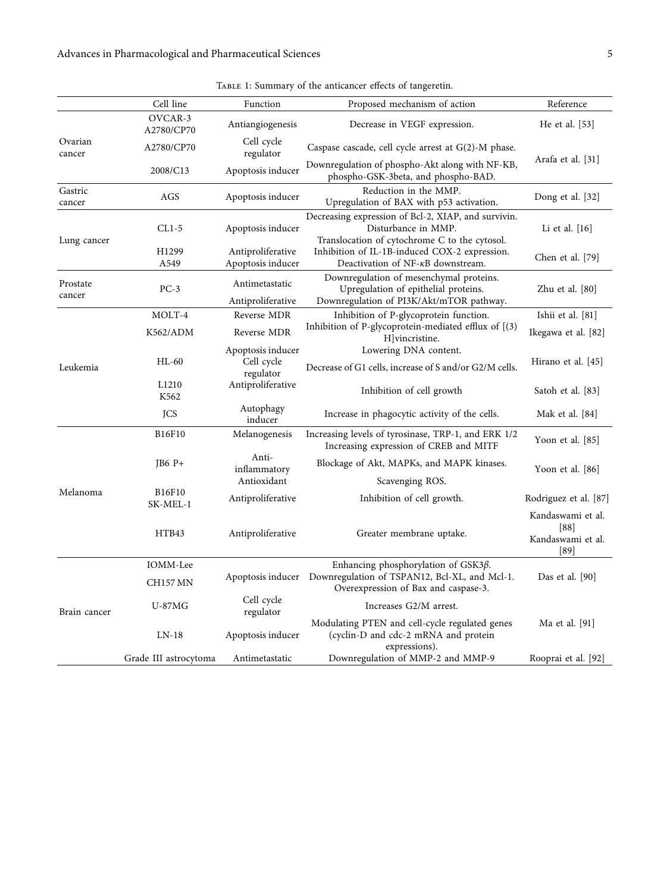Table 1: Summary of the anticancer effects of tangeretin.

| | Cell line | Function | Proposed mechanism of action | Reference |
|---|---|---|---|---|
| Ovarian cancer | OVCAR-3 A2780/CP70 | Antiangiogenesis | Decrease in VEGF expression. | He et al. [53] |
| | A2780/CP70 | Cell cycle regulator | Caspase cascade, cell cycle arrest at G(2)-M phase. | Arafa et al. [31] |
| | 2008/C13 | Apoptosis inducer | Downregulation of phospho-Akt along with NF-KB, phospho-GSK-3beta, and phospho-BAD. | |
| Gastric cancer | AGS | Apoptosis inducer | Reduction in the MMP. Upregulation of BAX with p53 activation. | Dong et al. [32] |
| Lung cancer | CL1-5 | Apoptosis inducer | Decreasing expression of Bcl-2, XIAP, and survivin. Disturbance in MMP. Translocation of cytochrome C to the cytosol. | Li et al. [16] |
| | H1299 A549 | Antiproliferative Apoptosis inducer | Inhibition of IL-1B-induced COX-2 expression. Deactivation of NF-κB downstream. | Chen et al. [79] |
| Prostate cancer | PC-3 | Antimetastatic | Downregulation of mesenchymal proteins. Upregulation of epithelial proteins. | Zhu et al. [80] |
| | | Antiproliferative | Downregulation of PI3K/Akt/mTOR pathway. | |
| Leukemia | MOLT-4 | Reverse MDR | Inhibition of P-glycoprotein function. | Ishii et al. [81] |
| | K562/ADM | Reverse MDR | Inhibition of P-glycoprotein-mediated efflux of [(3) H]vincristine. | Ikegawa et al. [82] |
| | HL-60 | Apoptosis inducer Cell cycle regulator | Lowering DNA content. Decrease of G1 cells, increase of S and/or G2/M cells. | Hirano et al. [45] |
| | L1210 K562 | Antiproliferative | Inhibition of cell growth | Satoh et al. [83] |
| | JCS | Autophagy inducer | Increase in phagocytic activity of the cells. | Mak et al. [84] |
| Melanoma | B16F10 | Melanogenesis | Increasing levels of tyrosinase, TRP-1, and ERK 1/2 Increasing expression of CREB and MITF | Yoon et al. [85] |
| | JB6 P+ | Anti-inflammatory | Blockage of Akt, MAPKs, and MAPK kinases. | Yoon et al. [86] |
| | | Antioxidant | Scavenging ROS. | |
| | B16F10 SK-MEL-1 | Antiproliferative | Inhibition of cell growth. | Rodriguez et al. [87] |
| | HTB43 | Antiproliferative | Greater membrane uptake. | Kandaswami et al. [88] Kandaswami et al. [89] |
| Brain cancer | IOMM-Lee CH157 MN | Apoptosis inducer | Enhancing phosphorylation of GSK3$\beta$. Downregulation of TSPAN12, Bcl-XL, and Mcl-1. Overexpression of Bax and caspase-3. | Das et al. [90] |
| | U-87MG | Cell cycle regulator | Increases G2/M arrest. | Ma et al. [91] |
| | LN-18 | Apoptosis inducer | Modulating PTEN and cell-cycle regulated genes (cyclin-D and cdc-2 mRNA and protein expressions). | |
| | Grade III astrocytoma | Antimetastatic | Downregulation of MMP-2 and MMP-9 | Rooprai et al. [92] |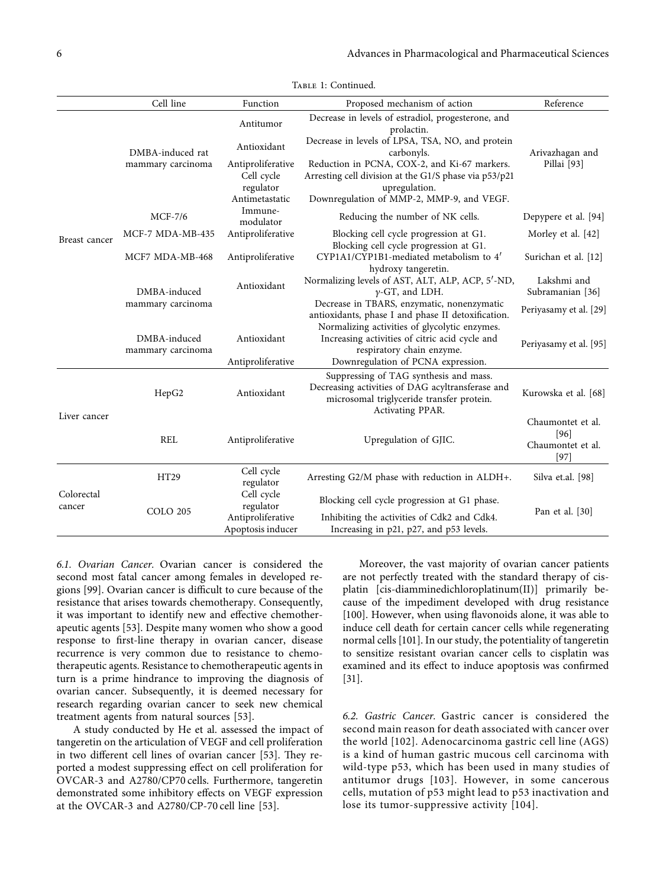Table 1: Continued.

| | Cell line | Function | Proposed mechanism of action | Reference |
|---|---|---|---|---|
| Breast cancer | DMBA-induced rat mammary carcinoma | Antitumor | Decrease in levels of estradiol, progesterone, and prolactin. | Arivazhagan and Pillai [93] |
| | | Antioxidant | Decrease in levels of LPSA, TSA, NO, and protein carbonyls. | |
| | | Antiproliferative | Reduction in PCNA, COX-2, and Ki-67 markers. | |
| | | Cell cycle regulator | Arresting cell division at the G1/S phase via p53/p21 upregulation. | |
| | | Antimetastatic | Downregulation of MMP-2, MMP-9, and VEGF. | |
| | MCF-7/6 | Immune-modulator | Reducing the number of NK cells. | Depypere et al. [94] |
| | MCF-7 MDA-MB-435 | Antiproliferative | Blocking cell cycle progression at G1. | Morley et al. [42] |
| | MCF7 MDA-MB-468 | Antiproliferative | Blocking cell cycle progression at G1. CYP1A1/CYP1B1-mediated metabolism to 4′ hydroxy tangeretin. | Surichan et al. [12] |
| | DMBA-induced mammary carcinoma | Antioxidant | Normalizing levels of AST, ALT, ALP, ACP, 5′-ND, $\gamma$-GT, and LDH. | Lakshmi and Subramanian [36] |
| | | | Decrease in TBARS, enzymatic, nonenzymatic antioxidants, phase I and phase II detoxification. | Periyasamy et al. [29] |
| | DMBA-induced mammary carcinoma | Antioxidant | Normalizing activities of glycolytic enzymes. Increasing activities of citric acid cycle and respiratory chain enzyme. | Periyasamy et al. [95] |
| | | Antiproliferative | Downregulation of PCNA expression. | |
| Liver cancer | HepG2 | Antioxidant | Suppressing of TAG synthesis and mass. Decreasing activities of DAG acyltransferase and microsomal triglyceride transfer protein. Activating PPAR. | Kurowska et al. [68] |
| | REL | Antiproliferative | Upregulation of GJIC. | Chaumontet et al. [96] Chaumontet et al. [97] |
| Colorectal cancer | HT29 | Cell cycle regulator | Arresting G2/M phase with reduction in ALDH+. | Silva et.al. [98] |
| | COLO 205 | Cell cycle regulator | Blocking cell cycle progression at G1 phase. | Pan et al. [30] |
| | | Antiproliferative | Inhibiting the activities of Cdk2 and Cdk4. | |
| | | Apoptosis inducer | Increasing in p21, p27, and p53 levels. | |

*6.1. Ovarian Cancer.* Ovarian cancer is considered the second most fatal cancer among females in developed regions [99]. Ovarian cancer is difficult to cure because of the resistance that arises towards chemotherapy. Consequently, it was important to identify new and effective chemotherapeutic agents [53]. Despite many women who show a good response to first-line therapy in ovarian cancer, disease recurrence is very common due to resistance to chemotherapeutic agents. Resistance to chemotherapeutic agents in turn is a prime hindrance to improving the diagnosis of ovarian cancer. Subsequently, it is deemed necessary for research regarding ovarian cancer to seek new chemical treatment agents from natural sources [53].

A study conducted by He et al. assessed the impact of tangeretin on the articulation of VEGF and cell proliferation in two different cell lines of ovarian cancer [53]. They reported a modest suppressing effect on cell proliferation for OVCAR-3 and A2780/CP70 cells. Furthermore, tangeretin demonstrated some inhibitory effects on VEGF expression at the OVCAR-3 and A2780/CP-70 cell line [53].

Moreover, the vast majority of ovarian cancer patients are not perfectly treated with the standard therapy of cisplatin [cis-diamminedichloroplatinum(II)] primarily because of the impediment developed with drug resistance [100]. However, when using flavonoids alone, it was able to induce cell death for certain cancer cells while regenerating normal cells [101]. In our study, the potentiality of tangeretin to sensitize resistant ovarian cancer cells to cisplatin was examined and its effect to induce apoptosis was confirmed [31].

*6.2. Gastric Cancer.* Gastric cancer is considered the second main reason for death associated with cancer over the world [102]. Adenocarcinoma gastric cell line (AGS) is a kind of human gastric mucous cell carcinoma with wild-type p53, which has been used in many studies of antitumor drugs [103]. However, in some cancerous cells, mutation of p53 might lead to p53 inactivation and lose its tumor-suppressive activity [104].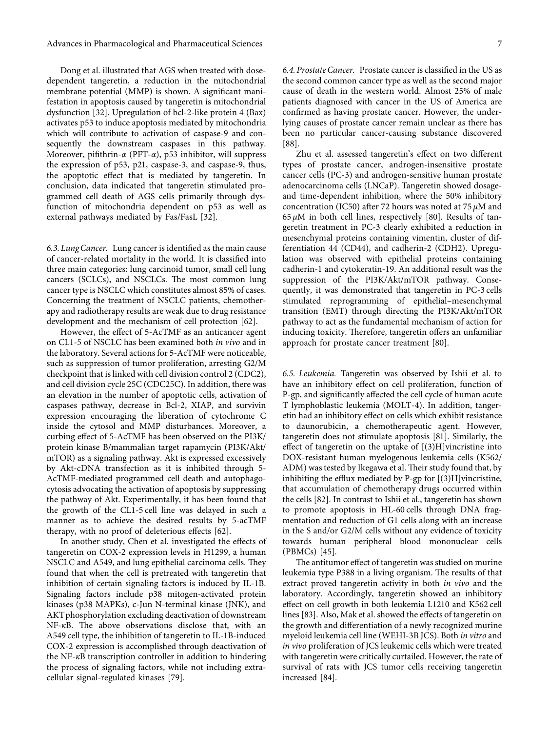Dong et al. illustrated that AGS when treated with dose-dependent tangeretin, a reduction in the mitochondrial membrane potential (MMP) is shown. A significant manifestation in apoptosis caused by tangeretin is mitochondrial dysfunction [32]. Upregulation of bcl-2-like protein 4 (Bax) activates p53 to induce apoptosis mediated by mitochondria which will contribute to activation of caspase-9 and consequently the downstream caspases in this pathway. Moreover, pifithrin-$\alpha$ (PFT-$\alpha$), p53 inhibitor, will suppress the expression of p53, p21, caspase-3, and caspase-9, thus, the apoptotic effect that is mediated by tangeretin. In conclusion, data indicated that tangeretin stimulated programmed cell death of AGS cells primarily through dysfunction of mitochondria dependent on p53 as well as external pathways mediated by Fas/FasL [32].

### 6.3. Lung Cancer.

Lung cancer is identified as the main cause of cancer-related mortality in the world. It is classified into three main categories: lung carcinoid tumor, small cell lung cancers (SCLCs), and NSCLCs. The most common lung cancer type is NSCLC which constitutes almost 85% of cases. Concerning the treatment of NSCLC patients, chemotherapy and radiotherapy results are weak due to drug resistance development and the mechanism of cell protection [62].

However, the effect of 5-AcTMF as an anticancer agent on CL1-5 of NSCLC has been examined both *in vivo* and in the laboratory. Several actions for 5-AcTMF were noticeable, such as suppression of tumor proliferation, arresting G2/M checkpoint that is linked with cell division control 2 (CDC2), and cell division cycle 25C (CDC25C). In addition, there was an elevation in the number of apoptotic cells, activation of caspases pathway, decrease in Bcl-2, XIAP, and survivin expression encouraging the liberation of cytochrome C inside the cytosol and MMP disturbances. Moreover, a curbing effect of 5-AcTMF has been observed on the PI3K/protein kinase B/mammalian target rapamycin (PI3K/Akt/mTOR) as a signaling pathway. Akt is expressed excessively by Akt-cDNA transfection as it is inhibited through 5-AcTMF-mediated programmed cell death and autophagocytosis advocating the activation of apoptosis by suppressing the pathway of Akt. Experimentally, it has been found that the growth of the CL1-5 cell line was delayed in such a manner as to achieve the desired results by 5-acTMF therapy, with no proof of deleterious effects [62].

In another study, Chen et al. investigated the effects of tangeretin on COX-2 expression levels in H1299, a human NSCLC and A549, and lung epithelial carcinoma cells. They found that when the cell is pretreated with tangeretin that inhibition of certain signaling factors is induced by IL-1B. Signaling factors include p38 mitogen-activated protein kinases (p38 MAPKs), c-Jun N-terminal kinase (JNK), and AKT phosphorylation excluding deactivation of downstream NF-$\kappa$B. The above observations disclose that, with an A549 cell type, the inhibition of tangeretin to IL-1B-induced COX-2 expression is accomplished through deactivation of the NF-$\kappa$B transcription controller in addition to hindering the process of signaling factors, while not including extracellular signal-regulated kinases [79].

### 6.4. Prostate Cancer.

Prostate cancer is classified in the US as the second common cancer type as well as the second major cause of death in the western world. Almost 25% of male patients diagnosed with cancer in the US of America are confirmed as having prostate cancer. However, the underlying causes of prostate cancer remain unclear as there has been no particular cancer-causing substance discovered [88].

Zhu et al. assessed tangeretin's effect on two different types of prostate cancer, androgen-insensitive prostate cancer cells (PC-3) and androgen-sensitive human prostate adenocarcinoma cells (LNCaP). Tangeretin showed dosage- and time-dependent inhibition, where the 50% inhibitory concentration (IC50) after 72 hours was noted at 75 $\mu$M and 65 $\mu$M in both cell lines, respectively [80]. Results of tangeretin treatment in PC-3 clearly exhibited a reduction in mesenchymal proteins containing vimentin, cluster of differentiation 44 (CD44), and cadherin-2 (CDH2). Upregulation was observed with epithelial proteins containing cadherin-1 and cytokeratin-19. An additional result was the suppression of the PI3K/Akt/mTOR pathway. Consequently, it was demonstrated that tangeretin in PC-3 cells stimulated reprogramming of epithelial–mesenchymal transition (EMT) through directing the PI3K/Akt/mTOR pathway to act as the fundamental mechanism of action for inducing toxicity. Therefore, tangeretin offers an unfamiliar approach for prostate cancer treatment [80].

### 6.5. Leukemia.

Tangeretin was observed by Ishii et al. to have an inhibitory effect on cell proliferation, function of P-gp, and significantly affected the cell cycle of human acute T lymphoblastic leukemia (MOLT-4). In addition, tangeretin had an inhibitory effect on cells which exhibit resistance to daunorubicin, a chemotherapeutic agent. However, tangeretin does not stimulate apoptosis [81]. Similarly, the effect of tangeretin on the uptake of [(3)H]vincristine into DOX-resistant human myelogenous leukemia cells (K562/ADM) was tested by Ikegawa et al. Their study found that, by inhibiting the efflux mediated by P-gp for [(3)H]vincristine, that accumulation of chemotherapy drugs occurred within the cells [82]. In contrast to Ishii et al., tangeretin has shown to promote apoptosis in HL-60 cells through DNA fragmentation and reduction of G1 cells along with an increase in the S and/or G2/M cells without any evidence of toxicity towards human peripheral blood mononuclear cells (PBMCs) [45].

The antitumor effect of tangeretin was studied on murine leukemia type P388 in a living organism. The results of that extract proved tangeretin activity in both *in vivo* and the laboratory. Accordingly, tangeretin showed an inhibitory effect on cell growth in both leukemia L1210 and K562 cell lines [83]. Also, Mak et al. showed the effects of tangeretin on the growth and differentiation of a newly recognized murine myeloid leukemia cell line (WEHI-3B JCS). Both *in vitro* and *in vivo* proliferation of JCS leukemic cells which were treated with tangeretin were critically curtailed. However, the rate of survival of rats with JCS tumor cells receiving tangeretin increased [84].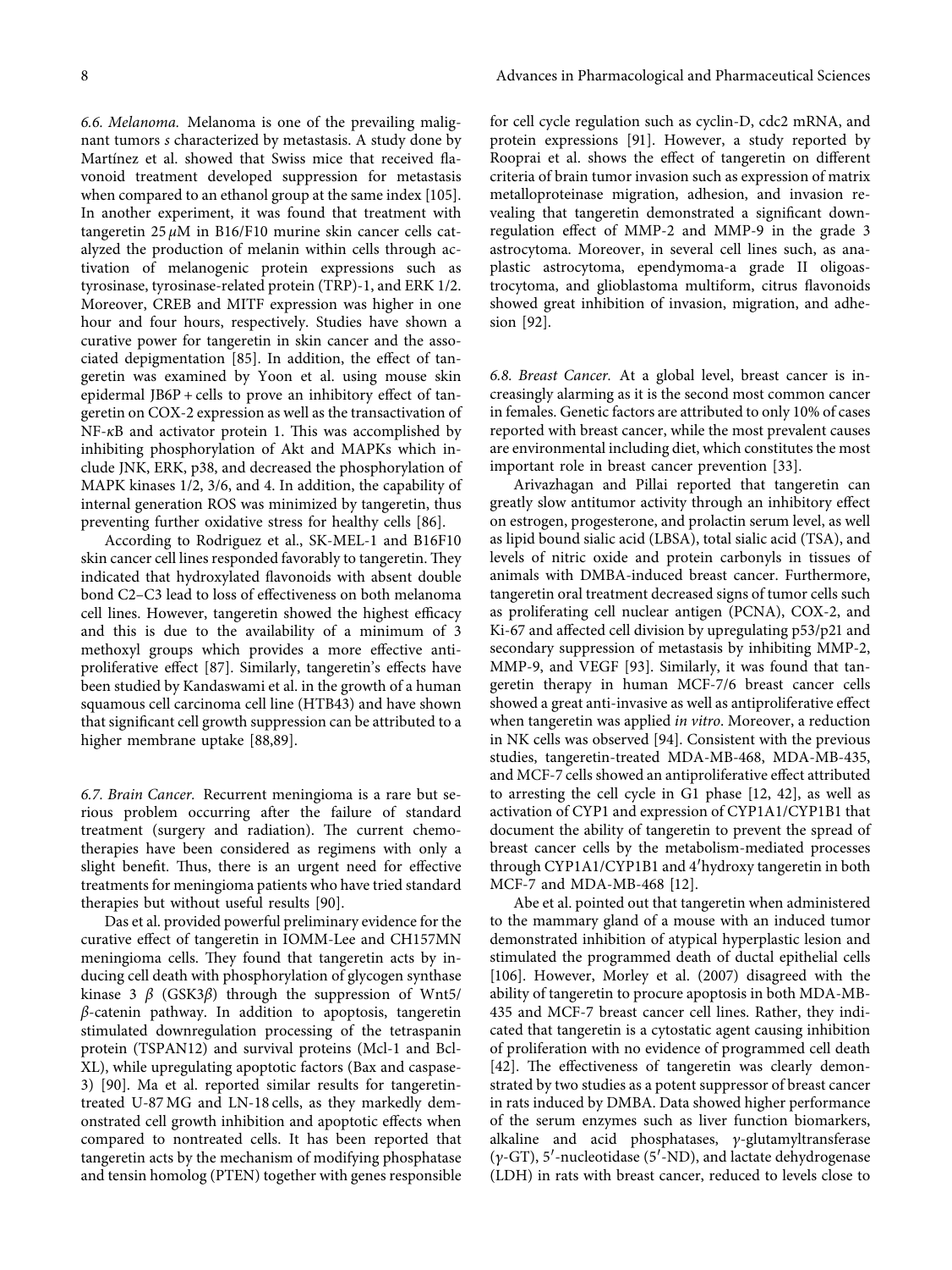*6.6. Melanoma.* Melanoma is one of the prevailing malignant tumors *s* characterized by metastasis. A study done by Martínez et al. showed that Swiss mice that received flavonoid treatment developed suppression for metastasis when compared to an ethanol group at the same index [105]. In another experiment, it was found that treatment with tangeretin 25 $\mu$M in B16/F10 murine skin cancer cells catalyzed the production of melanin within cells through activation of melanogenic protein expressions such as tyrosinase, tyrosinase-related protein (TRP)-1, and ERK 1/2. Moreover, CREB and MITF expression was higher in one hour and four hours, respectively. Studies have shown a curative power for tangeretin in skin cancer and the associated depigmentation [85]. In addition, the effect of tangeretin was examined by Yoon et al. using mouse skin epidermal JB6P + cells to prove an inhibitory effect of tangeretin on COX-2 expression as well as the transactivation of NF-$\kappa$B and activator protein 1. This was accomplished by inhibiting phosphorylation of Akt and MAPKs which include JNK, ERK, p38, and decreased the phosphorylation of MAPK kinases 1/2, 3/6, and 4. In addition, the capability of internal generation ROS was minimized by tangeretin, thus preventing further oxidative stress for healthy cells [86].

According to Rodriguez et al., SK-MEL-1 and B16F10 skin cancer cell lines responded favorably to tangeretin. They indicated that hydroxylated flavonoids with absent double bond C2–C3 lead to loss of effectiveness on both melanoma cell lines. However, tangeretin showed the highest efficacy and this is due to the availability of a minimum of 3 methoxyl groups which provides a more effective antiproliferative effect [87]. Similarly, tangeretin's effects have been studied by Kandaswami et al. in the growth of a human squamous cell carcinoma cell line (HTB43) and have shown that significant cell growth suppression can be attributed to a higher membrane uptake [88,89].

*6.7. Brain Cancer.* Recurrent meningioma is a rare but serious problem occurring after the failure of standard treatment (surgery and radiation). The current chemotherapies have been considered as regimens with only a slight benefit. Thus, there is an urgent need for effective treatments for meningioma patients who have tried standard therapies but without useful results [90].

Das et al. provided powerful preliminary evidence for the curative effect of tangeretin in IOMM-Lee and CH157MN meningioma cells. They found that tangeretin acts by inducing cell death with phosphorylation of glycogen synthase kinase 3 $\beta$ (GSK3$\beta$) through the suppression of Wnt5/$\beta$-catenin pathway. In addition to apoptosis, tangeretin stimulated downregulation processing of the tetraspanin protein (TSPAN12) and survival proteins (Mcl-1 and Bcl-XL), while upregulating apoptotic factors (Bax and caspase-3) [90]. Ma et al. reported similar results for tangeretin-treated U-87 MG and LN-18 cells, as they markedly demonstrated cell growth inhibition and apoptotic effects when compared to nontreated cells. It has been reported that tangeretin acts by the mechanism of modifying phosphatase and tensin homolog (PTEN) together with genes responsible for cell cycle regulation such as cyclin-D, cdc2 mRNA, and protein expressions [91]. However, a study reported by Rooprai et al. shows the effect of tangeretin on different criteria of brain tumor invasion such as expression of matrix metalloproteinase migration, adhesion, and invasion revealing that tangeretin demonstrated a significant downregulation effect of MMP-2 and MMP-9 in the grade 3 astrocytoma. Moreover, in several cell lines such, as anaplastic astrocytoma, ependymoma-a grade II oligoastrocytoma, and glioblastoma multiform, citrus flavonoids showed great inhibition of invasion, migration, and adhesion [92].

*6.8. Breast Cancer.* At a global level, breast cancer is increasingly alarming as it is the second most common cancer in females. Genetic factors are attributed to only 10% of cases reported with breast cancer, while the most prevalent causes are environmental including diet, which constitutes the most important role in breast cancer prevention [33].

Arivazhagan and Pillai reported that tangeretin can greatly slow antitumor activity through an inhibitory effect on estrogen, progesterone, and prolactin serum level, as well as lipid bound sialic acid (LBSA), total sialic acid (TSA), and levels of nitric oxide and protein carbonyls in tissues of animals with DMBA-induced breast cancer. Furthermore, tangeretin oral treatment decreased signs of tumor cells such as proliferating cell nuclear antigen (PCNA), COX-2, and Ki-67 and affected cell division by upregulating p53/p21 and secondary suppression of metastasis by inhibiting MMP-2, MMP-9, and VEGF [93]. Similarly, it was found that tangeretin therapy in human MCF-7/6 breast cancer cells showed a great anti-invasive as well as antiproliferative effect when tangeretin was applied *in vitro*. Moreover, a reduction in NK cells was observed [94]. Consistent with the previous studies, tangeretin-treated MDA-MB-468, MDA-MB-435, and MCF-7 cells showed an antiproliferative effect attributed to arresting the cell cycle in G1 phase [12, 42], as well as activation of CYP1 and expression of CYP1A1/CYP1B1 that document the ability of tangeretin to prevent the spread of breast cancer cells by the metabolism-mediated processes through CYP1A1/CYP1B1 and 4′hydroxy tangeretin in both MCF-7 and MDA-MB-468 [12].

Abe et al. pointed out that tangeretin when administered to the mammary gland of a mouse with an induced tumor demonstrated inhibition of atypical hyperplastic lesion and stimulated the programmed death of ductal epithelial cells [106]. However, Morley et al. (2007) disagreed with the ability of tangeretin to procure apoptosis in both MDA-MB-435 and MCF-7 breast cancer cell lines. Rather, they indicated that tangeretin is a cytostatic agent causing inhibition of proliferation with no evidence of programmed cell death [42]. The effectiveness of tangeretin was clearly demonstrated by two studies as a potent suppressor of breast cancer in rats induced by DMBA. Data showed higher performance of the serum enzymes such as liver function biomarkers, alkaline and acid phosphatases, $\gamma$-glutamyltransferase ($\gamma$-GT), 5′-nucleotidase (5′-ND), and lactate dehydrogenase (LDH) in rats with breast cancer, reduced to levels close to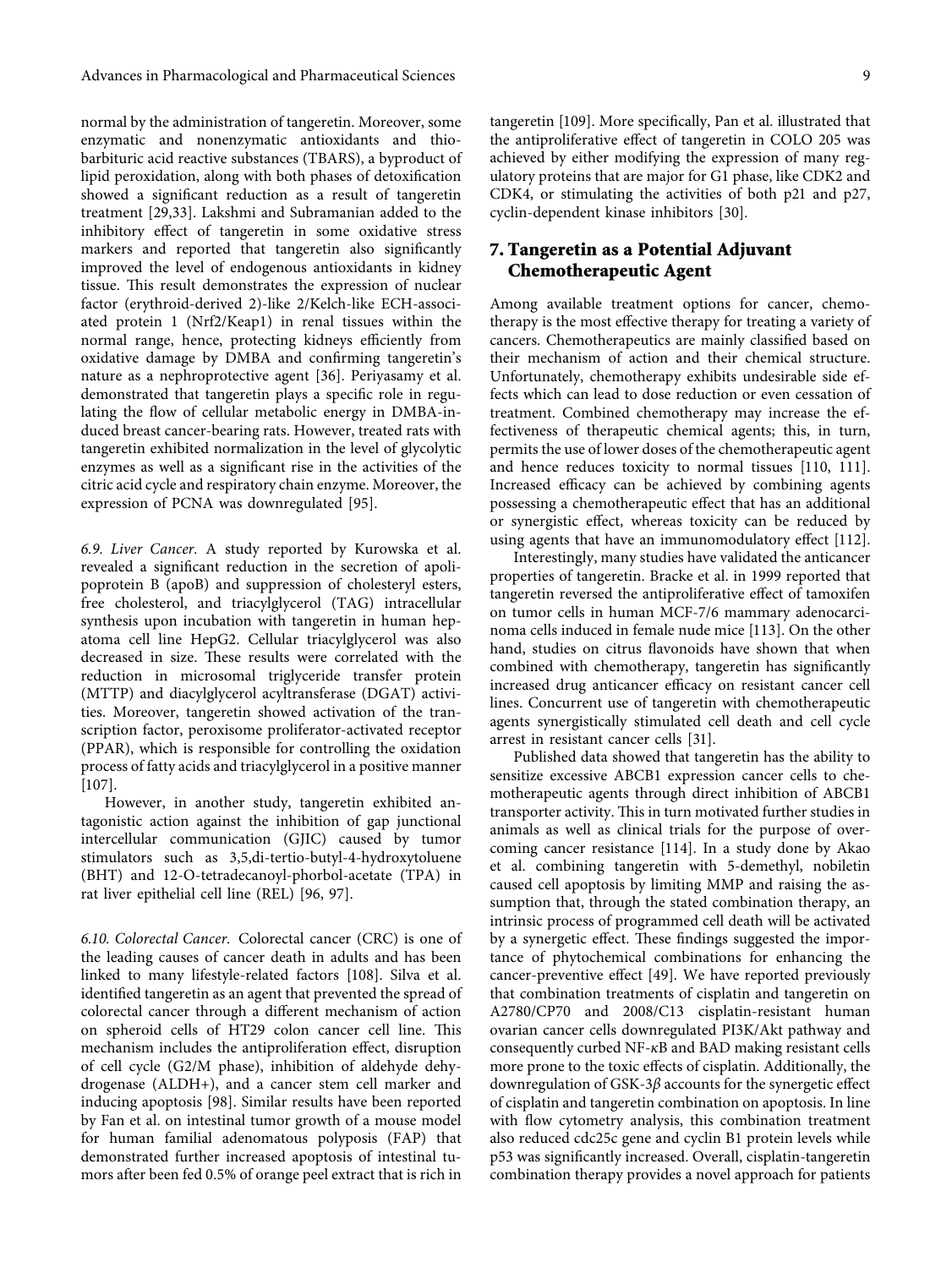normal by the administration of tangeretin. Moreover, some enzymatic and nonenzymatic antioxidants and thiobarbituric acid reactive substances (TBARS), a byproduct of lipid peroxidation, along with both phases of detoxification showed a significant reduction as a result of tangeretin treatment [29,33]. Lakshmi and Subramanian added to the inhibitory effect of tangeretin in some oxidative stress markers and reported that tangeretin also significantly improved the level of endogenous antioxidants in kidney tissue. This result demonstrates the expression of nuclear factor (erythroid-derived 2)-like 2/Kelch-like ECH-associated protein 1 (Nrf2/Keap1) in renal tissues within the normal range, hence, protecting kidneys efficiently from oxidative damage by DMBA and confirming tangeretin's nature as a nephroprotective agent [36]. Periyasamy et al. demonstrated that tangeretin plays a specific role in regulating the flow of cellular metabolic energy in DMBA-induced breast cancer-bearing rats. However, treated rats with tangeretin exhibited normalization in the level of glycolytic enzymes as well as a significant rise in the activities of the citric acid cycle and respiratory chain enzyme. Moreover, the expression of PCNA was downregulated [95].

*6.9. Liver Cancer.* A study reported by Kurowska et al. revealed a significant reduction in the secretion of apolipoprotein B (apoB) and suppression of cholesteryl esters, free cholesterol, and triacylglycerol (TAG) intracellular synthesis upon incubation with tangeretin in human hepatoma cell line HepG2. Cellular triacylglycerol was also decreased in size. These results were correlated with the reduction in microsomal triglyceride transfer protein (MTTP) and diacylglycerol acyltransferase (DGAT) activities. Moreover, tangeretin showed activation of the transcription factor, peroxisome proliferator-activated receptor (PPAR), which is responsible for controlling the oxidation process of fatty acids and triacylglycerol in a positive manner [107].

However, in another study, tangeretin exhibited antagonistic action against the inhibition of gap junctional intercellular communication (GJIC) caused by tumor stimulators such as 3,5,di-tertio-butyl-4-hydroxytoluene (BHT) and 12-O-tetradecanoyl-phorbol-acetate (TPA) in rat liver epithelial cell line (REL) [96, 97].

*6.10. Colorectal Cancer.* Colorectal cancer (CRC) is one of the leading causes of cancer death in adults and has been linked to many lifestyle-related factors [108]. Silva et al. identified tangeretin as an agent that prevented the spread of colorectal cancer through a different mechanism of action on spheroid cells of HT29 colon cancer cell line. This mechanism includes the antiproliferation effect, disruption of cell cycle (G2/M phase), inhibition of aldehyde dehydrogenase (ALDH+), and a cancer stem cell marker and inducing apoptosis [98]. Similar results have been reported by Fan et al. on intestinal tumor growth of a mouse model for human familial adenomatous polyposis (FAP) that demonstrated further increased apoptosis of intestinal tumors after been fed 0.5% of orange peel extract that is rich in tangeretin [109]. More specifically, Pan et al. illustrated that the antiproliferative effect of tangeretin in COLO 205 was achieved by either modifying the expression of many regulatory proteins that are major for G1 phase, like CDK2 and CDK4, or stimulating the activities of both p21 and p27, cyclin-dependent kinase inhibitors [30].

## 7. Tangeretin as a Potential Adjuvant Chemotherapeutic Agent

Among available treatment options for cancer, chemotherapy is the most effective therapy for treating a variety of cancers. Chemotherapeutics are mainly classified based on their mechanism of action and their chemical structure. Unfortunately, chemotherapy exhibits undesirable side effects which can lead to dose reduction or even cessation of treatment. Combined chemotherapy may increase the effectiveness of therapeutic chemical agents; this, in turn, permits the use of lower doses of the chemotherapeutic agent and hence reduces toxicity to normal tissues [110, 111]. Increased efficacy can be achieved by combining agents possessing a chemotherapeutic effect that has an additional or synergistic effect, whereas toxicity can be reduced by using agents that have an immunomodulatory effect [112].

Interestingly, many studies have validated the anticancer properties of tangeretin. Bracke et al. in 1999 reported that tangeretin reversed the antiproliferative effect of tamoxifen on tumor cells in human MCF-7/6 mammary adenocarcinoma cells induced in female nude mice [113]. On the other hand, studies on citrus flavonoids have shown that when combined with chemotherapy, tangeretin has significantly increased drug anticancer efficacy on resistant cancer cell lines. Concurrent use of tangeretin with chemotherapeutic agents synergistically stimulated cell death and cell cycle arrest in resistant cancer cells [31].

Published data showed that tangeretin has the ability to sensitize excessive ABCB1 expression cancer cells to chemotherapeutic agents through direct inhibition of ABCB1 transporter activity. This in turn motivated further studies in animals as well as clinical trials for the purpose of overcoming cancer resistance [114]. In a study done by Akao et al. combining tangeretin with 5-demethyl, nobiletin caused cell apoptosis by limiting MMP and raising the assumption that, through the stated combination therapy, an intrinsic process of programmed cell death will be activated by a synergetic effect. These findings suggested the importance of phytochemical combinations for enhancing the cancer-preventive effect [49]. We have reported previously that combination treatments of cisplatin and tangeretin on A2780/CP70 and 2008/C13 cisplatin-resistant human ovarian cancer cells downregulated PI3K/Akt pathway and consequently curbed NF-$\kappa$B and BAD making resistant cells more prone to the toxic effects of cisplatin. Additionally, the downregulation of GSK-3$\beta$ accounts for the synergetic effect of cisplatin and tangeretin combination on apoptosis. In line with flow cytometry analysis, this combination treatment also reduced cdc25c gene and cyclin B1 protein levels while p53 was significantly increased. Overall, cisplatin-tangeretin combination therapy provides a novel approach for patients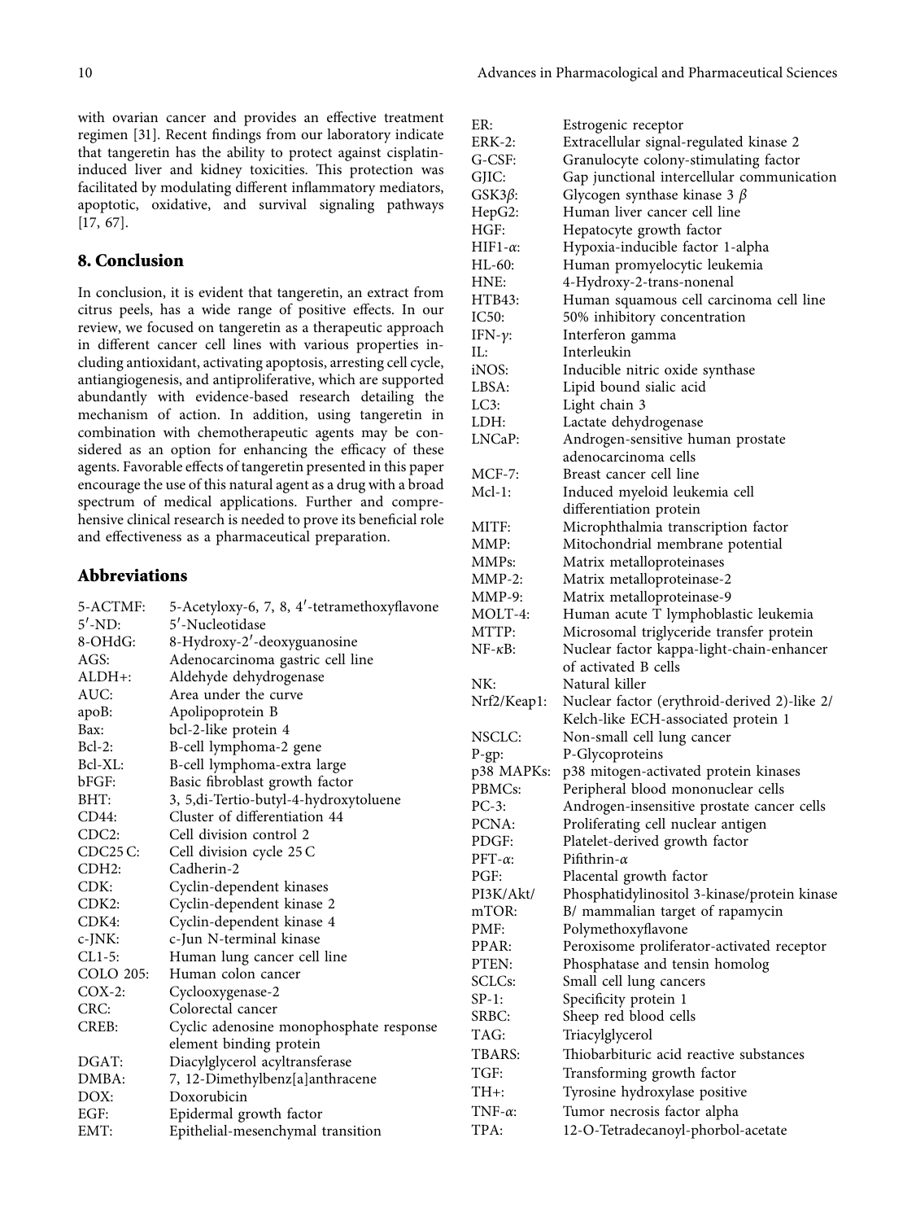with ovarian cancer and provides an effective treatment regimen [31]. Recent findings from our laboratory indicate that tangeretin has the ability to protect against cisplatin-induced liver and kidney toxicities. This protection was facilitated by modulating different inflammatory mediators, apoptotic, oxidative, and survival signaling pathways [17, 67].

## 8. Conclusion

In conclusion, it is evident that tangeretin, an extract from citrus peels, has a wide range of positive effects. In our review, we focused on tangeretin as a therapeutic approach in different cancer cell lines with various properties including antioxidant, activating apoptosis, arresting cell cycle, antiangiogenesis, and antiproliferative, which are supported abundantly with evidence-based research detailing the mechanism of action. In addition, using tangeretin in combination with chemotherapeutic agents may be considered as an option for enhancing the efficacy of these agents. Favorable effects of tangeretin presented in this paper encourage the use of this natural agent as a drug with a broad spectrum of medical applications. Further and comprehensive clinical research is needed to prove its beneficial role and effectiveness as a pharmaceutical preparation.

## Abbreviations

5-ACTMF: 5-Acetyloxy-6, 7, 8, 4′-tetramethoxyflavone
5′-ND: 5′-Nucleotidase
8-OHdG: 8-Hydroxy-2′-deoxyguanosine
AGS: Adenocarcinoma gastric cell line
ALDH+: Aldehyde dehydrogenase
AUC: Area under the curve
apoB: Apolipoprotein B
Bax: bcl-2-like protein 4
Bcl-2: B-cell lymphoma-2 gene
Bcl-XL: B-cell lymphoma-extra large
bFGF: Basic fibroblast growth factor
BHT: 3, 5,di-Tertio-butyl-4-hydroxytoluene
CD44: Cluster of differentiation 44
CDC2: Cell division control 2
CDC25 C: Cell division cycle 25 C
CDH2: Cadherin-2
CDK: Cyclin-dependent kinases
CDK2: Cyclin-dependent kinase 2
CDK4: Cyclin-dependent kinase 4
c-JNK: c-Jun N-terminal kinase
CL1-5: Human lung cancer cell line
COLO 205: Human colon cancer
COX-2: Cyclooxygenase-2
CRC: Colorectal cancer
CREB: Cyclic adenosine monophosphate response element binding protein
DGAT: Diacylglycerol acyltransferase
DMBA: 7, 12-Dimethylbenz[a]anthracene
DOX: Doxorubicin
EGF: Epidermal growth factor
EMT: Epithelial-mesenchymal transition
ER: Estrogenic receptor
ERK-2: Extracellular signal-regulated kinase 2
G-CSF: Granulocyte colony-stimulating factor
GJIC: Gap junctional intercellular communication
GSK3$\beta$: Glycogen synthase kinase 3 $\beta$
HepG2: Human liver cancer cell line
HGF: Hepatocyte growth factor
HIF1-$\alpha$: Hypoxia-inducible factor 1-alpha
HL-60: Human promyelocytic leukemia
HNE: 4-Hydroxy-2-trans-nonenal
HTB43: Human squamous cell carcinoma cell line
IC50: 50% inhibitory concentration
IFN-$\gamma$: Interferon gamma
IL: Interleukin
iNOS: Inducible nitric oxide synthase
LBSA: Lipid bound sialic acid
LC3: Light chain 3
LDH: Lactate dehydrogenase
LNCaP: Androgen-sensitive human prostate adenocarcinoma cells
MCF-7: Breast cancer cell line
Mcl-1: Induced myeloid leukemia cell differentiation protein
MITF: Microphthalmia transcription factor
MMP: Mitochondrial membrane potential
MMPs: Matrix metalloproteinases
MMP-2: Matrix metalloproteinase-2
MMP-9: Matrix metalloproteinase-9
MOLT-4: Human acute T lymphoblastic leukemia
MTTP: Microsomal triglyceride transfer protein
NF-$\kappa$B: Nuclear factor kappa-light-chain-enhancer of activated B cells
NK: Natural killer
Nrf2/Keap1: Nuclear factor (erythroid-derived 2)-like 2/ Kelch-like ECH-associated protein 1
NSCLC: Non-small cell lung cancer
P-gp: P-Glycoproteins
p38 MAPKs: p38 mitogen-activated protein kinases
PBMCs: Peripheral blood mononuclear cells
PC-3: Androgen-insensitive prostate cancer cells
PCNA: Proliferating cell nuclear antigen
PDGF: Platelet-derived growth factor
PFT-$\alpha$: Pifithrin-$\alpha$
PGF: Placental growth factor
PI3K/Akt/ mTOR: Phosphatidylinositol 3-kinase/protein kinase B/ mammalian target of rapamycin
PMF: Polymethoxyflavone
PPAR: Peroxisome proliferator-activated receptor
PTEN: Phosphatase and tensin homolog
SCLCs: Small cell lung cancers
SP-1: Specificity protein 1
SRBC: Sheep red blood cells
TAG: Triacylglycerol
TBARS: Thiobarbituric acid reactive substances
TGF: Transforming growth factor
TH+: Tyrosine hydroxylase positive
TNF-$\alpha$: Tumor necrosis factor alpha
TPA: 12-O-Tetradecanoyl-phorbol-acetate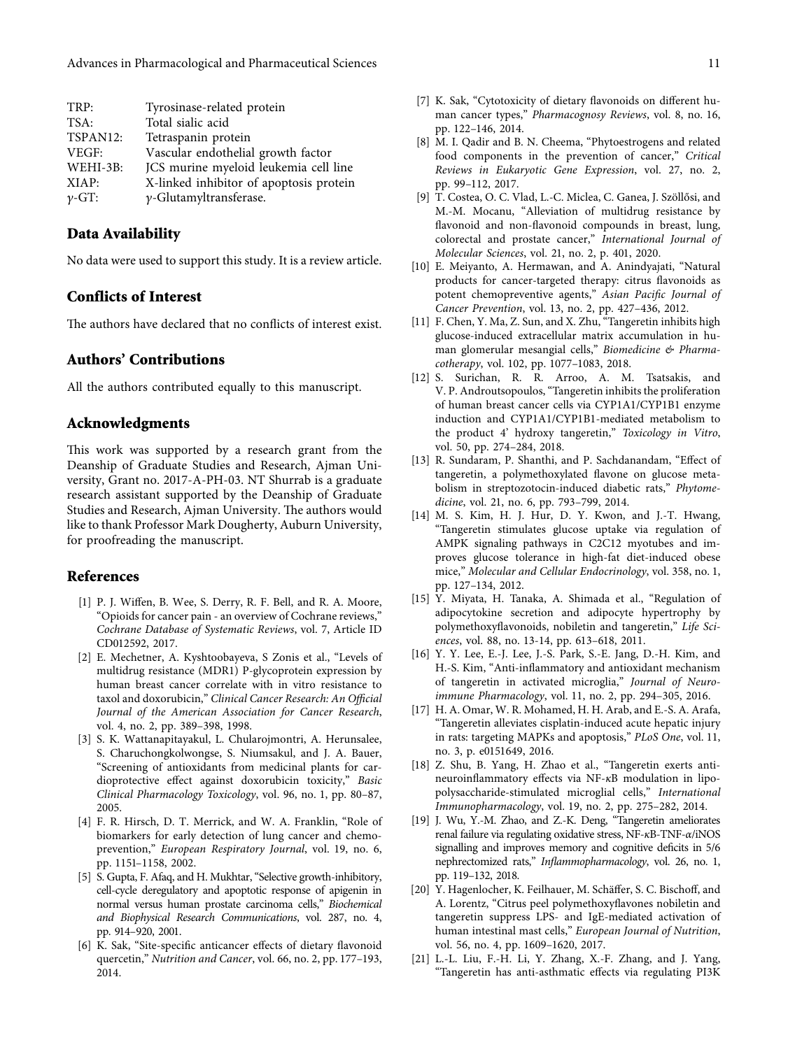| | |
|---|---|
| TRP: | Tyrosinase-related protein |
| TSA: | Total sialic acid |
| TSPAN12: | Tetraspanin protein |
| VEGF: | Vascular endothelial growth factor |
| WEHI-3B: | JCS murine myeloid leukemia cell line |
| XIAP: | X-linked inhibitor of apoptosis protein |
| $\gamma$-GT: | $\gamma$-Glutamyltransferase. |

## Data Availability

No data were used to support this study. It is a review article.

## Conflicts of Interest

The authors have declared that no conflicts of interest exist.

## Authors' Contributions

All the authors contributed equally to this manuscript.

## Acknowledgments

This work was supported by a research grant from the Deanship of Graduate Studies and Research, Ajman University, Grant no. 2017-A-PH-03. NT Shurrab is a graduate research assistant supported by the Deanship of Graduate Studies and Research, Ajman University. The authors would like to thank Professor Mark Dougherty, Auburn University, for proofreading the manuscript.

## References

[1] P. J. Wiffen, B. Wee, S. Derry, R. F. Bell, and R. A. Moore, "Opioids for cancer pain - an overview of Cochrane reviews," *Cochrane Database of Systematic Reviews*, vol. 7, Article ID CD012592, 2017.

[2] E. Mechetner, A. Kyshtoobayeva, S Zonis et al., "Levels of multidrug resistance (MDR1) P-glycoprotein expression by human breast cancer correlate with in vitro resistance to taxol and doxorubicin," *Clinical Cancer Research: An Official Journal of the American Association for Cancer Research*, vol. 4, no. 2, pp. 389–398, 1998.

[3] S. K. Wattanapitayakul, L. Chularojmontri, A. Herunsalee, S. Charuchongkolwongse, S. Niumsakul, and J. A. Bauer, "Screening of antioxidants from medicinal plants for cardioprotective effect against doxorubicin toxicity," *Basic Clinical Pharmacology Toxicology*, vol. 96, no. 1, pp. 80–87, 2005.

[4] F. R. Hirsch, D. T. Merrick, and W. A. Franklin, "Role of biomarkers for early detection of lung cancer and chemoprevention," *European Respiratory Journal*, vol. 19, no. 6, pp. 1151–1158, 2002.

[5] S. Gupta, F. Afaq, and H. Mukhtar, "Selective growth-inhibitory, cell-cycle deregulatory and apoptotic response of apigenin in normal versus human prostate carcinoma cells," *Biochemical and Biophysical Research Communications*, vol. 287, no. 4, pp. 914–920, 2001.

[6] K. Sak, "Site-specific anticancer effects of dietary flavonoid quercetin," *Nutrition and Cancer*, vol. 66, no. 2, pp. 177–193, 2014.

[7] K. Sak, "Cytotoxicity of dietary flavonoids on different human cancer types," *Pharmacognosy Reviews*, vol. 8, no. 16, pp. 122–146, 2014.

[8] M. I. Qadir and B. N. Cheema, "Phytoestrogens and related food components in the prevention of cancer," *Critical Reviews in Eukaryotic Gene Expression*, vol. 27, no. 2, pp. 99–112, 2017.

[9] T. Costea, O. C. Vlad, L.-C. Miclea, C. Ganea, J. Szöllősi, and M.-M. Mocanu, "Alleviation of multidrug resistance by flavonoid and non-flavonoid compounds in breast, lung, colorectal and prostate cancer," *International Journal of Molecular Sciences*, vol. 21, no. 2, p. 401, 2020.

[10] E. Meiyanto, A. Hermawan, and A. Anindyajati, "Natural products for cancer-targeted therapy: citrus flavonoids as potent chemopreventive agents," *Asian Pacific Journal of Cancer Prevention*, vol. 13, no. 2, pp. 427–436, 2012.

[11] F. Chen, Y. Ma, Z. Sun, and X. Zhu, "Tangeretin inhibits high glucose-induced extracellular matrix accumulation in human glomerular mesangial cells," *Biomedicine & Pharmacotherapy*, vol. 102, pp. 1077–1083, 2018.

[12] S. Surichan, R. R. Arroo, A. M. Tsatsakis, and V. P. Androutsopoulos, "Tangeretin inhibits the proliferation of human breast cancer cells via CYP1A1/CYP1B1 enzyme induction and CYP1A1/CYP1B1-mediated metabolism to the product 4' hydroxy tangeretin," *Toxicology in Vitro*, vol. 50, pp. 274–284, 2018.

[13] R. Sundaram, P. Shanthi, and P. Sachdanandam, "Effect of tangeretin, a polymethoxylated flavone on glucose metabolism in streptozotocin-induced diabetic rats," *Phytomedicine*, vol. 21, no. 6, pp. 793–799, 2014.

[14] M. S. Kim, H. J. Hur, D. Y. Kwon, and J.-T. Hwang, "Tangeretin stimulates glucose uptake via regulation of AMPK signaling pathways in C2C12 myotubes and improves glucose tolerance in high-fat diet-induced obese mice," *Molecular and Cellular Endocrinology*, vol. 358, no. 1, pp. 127–134, 2012.

[15] Y. Miyata, H. Tanaka, A. Shimada et al., "Regulation of adipocytokine secretion and adipocyte hypertrophy by polymethoxyflavonoids, nobiletin and tangeretin," *Life Sciences*, vol. 88, no. 13-14, pp. 613–618, 2011.

[16] Y. Y. Lee, E.-J. Lee, J.-S. Park, S.-E. Jang, D.-H. Kim, and H.-S. Kim, "Anti-inflammatory and antioxidant mechanism of tangeretin in activated microglia," *Journal of Neuroimmune Pharmacology*, vol. 11, no. 2, pp. 294–305, 2016.

[17] H. A. Omar, W. R. Mohamed, H. H. Arab, and E.-S. A. Arafa, "Tangeretin alleviates cisplatin-induced acute hepatic injury in rats: targeting MAPKs and apoptosis," *PLoS One*, vol. 11, no. 3, p. e0151649, 2016.

[18] Z. Shu, B. Yang, H. Zhao et al., "Tangeretin exerts anti-neuroinflammatory effects via NF-κB modulation in lipopolysaccharide-stimulated microglial cells," *International Immunopharmacology*, vol. 19, no. 2, pp. 275–282, 2014.

[19] J. Wu, Y.-M. Zhao, and Z.-K. Deng, "Tangeretin ameliorates renal failure via regulating oxidative stress, NF-κB-TNF-α/iNOS signalling and improves memory and cognitive deficits in 5/6 nephrectomized rats," *Inflammopharmacology*, vol. 26, no. 1, pp. 119–132, 2018.

[20] Y. Hagenlocher, K. Feilhauer, M. Schäffer, S. C. Bischoff, and A. Lorentz, "Citrus peel polymethoxyflavones nobiletin and tangeretin suppress LPS- and IgE-mediated activation of human intestinal mast cells," *European Journal of Nutrition*, vol. 56, no. 4, pp. 1609–1620, 2017.

[21] L.-L. Liu, F.-H. Li, Y. Zhang, X.-F. Zhang, and J. Yang, "Tangeretin has anti-asthmatic effects via regulating PI3K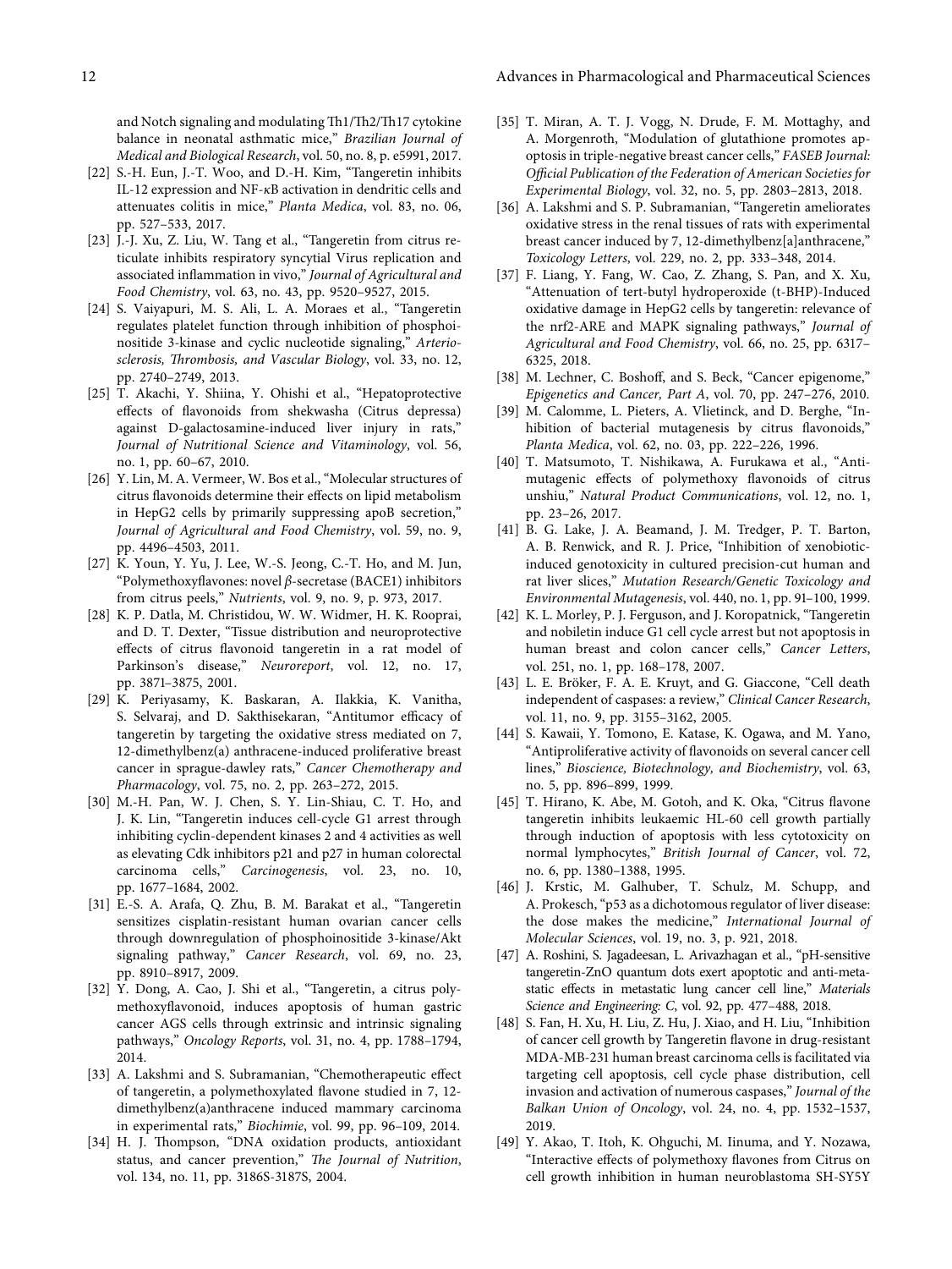and Notch signaling and modulating Th1/Th2/Th17 cytokine balance in neonatal asthmatic mice," *Brazilian Journal of Medical and Biological Research*, vol. 50, no. 8, p. e5991, 2017.

[22] S.-H. Eun, J.-T. Woo, and D.-H. Kim, "Tangeretin inhibits IL-12 expression and NF-κB activation in dendritic cells and attenuates colitis in mice," *Planta Medica*, vol. 83, no. 06, pp. 527–533, 2017.

[23] J.-J. Xu, Z. Liu, W. Tang et al., "Tangeretin from citrus reticulate inhibits respiratory syncytial Virus replication and associated inflammation in vivo," *Journal of Agricultural and Food Chemistry*, vol. 63, no. 43, pp. 9520–9527, 2015.

[24] S. Vaiyapuri, M. S. Ali, L. A. Moraes et al., "Tangeretin regulates platelet function through inhibition of phosphoinositide 3-kinase and cyclic nucleotide signaling," *Arteriosclerosis, Thrombosis, and Vascular Biology*, vol. 33, no. 12, pp. 2740–2749, 2013.

[25] T. Akachi, Y. Shiina, Y. Ohishi et al., "Hepatoprotective effects of flavonoids from shekwasha (Citrus depressa) against D-galactosamine-induced liver injury in rats," *Journal of Nutritional Science and Vitaminology*, vol. 56, no. 1, pp. 60–67, 2010.

[26] Y. Lin, M. A. Vermeer, W. Bos et al., "Molecular structures of citrus flavonoids determine their effects on lipid metabolism in HepG2 cells by primarily suppressing apoB secretion," *Journal of Agricultural and Food Chemistry*, vol. 59, no. 9, pp. 4496–4503, 2011.

[27] K. Youn, Y. Yu, J. Lee, W.-S. Jeong, C.-T. Ho, and M. Jun, "Polymethoxyflavones: novel β-secretase (BACE1) inhibitors from citrus peels," *Nutrients*, vol. 9, no. 9, p. 973, 2017.

[28] K. P. Datla, M. Christidou, W. W. Widmer, H. K. Rooprai, and D. T. Dexter, "Tissue distribution and neuroprotective effects of citrus flavonoid tangeretin in a rat model of Parkinson's disease," *Neuroreport*, vol. 12, no. 17, pp. 3871–3875, 2001.

[29] K. Periyasamy, K. Baskaran, A. Ilakkia, K. Vanitha, S. Selvaraj, and D. Sakthisekaran, "Antitumor efficacy of tangeretin by targeting the oxidative stress mediated on 7, 12-dimethylbenz(a) anthracene-induced proliferative breast cancer in sprague-dawley rats," *Cancer Chemotherapy and Pharmacology*, vol. 75, no. 2, pp. 263–272, 2015.

[30] M.-H. Pan, W. J. Chen, S. Y. Lin-Shiau, C. T. Ho, and J. K. Lin, "Tangeretin induces cell-cycle G1 arrest through inhibiting cyclin-dependent kinases 2 and 4 activities as well as elevating Cdk inhibitors p21 and p27 in human colorectal carcinoma cells," *Carcinogenesis*, vol. 23, no. 10, pp. 1677–1684, 2002.

[31] E.-S. A. Arafa, Q. Zhu, B. M. Barakat et al., "Tangeretin sensitizes cisplatin-resistant human ovarian cancer cells through downregulation of phosphoinositide 3-kinase/Akt signaling pathway," *Cancer Research*, vol. 69, no. 23, pp. 8910–8917, 2009.

[32] Y. Dong, A. Cao, J. Shi et al., "Tangeretin, a citrus polymethoxyflavonoid, induces apoptosis of human gastric cancer AGS cells through extrinsic and intrinsic signaling pathways," *Oncology Reports*, vol. 31, no. 4, pp. 1788–1794, 2014.

[33] A. Lakshmi and S. Subramanian, "Chemotherapeutic effect of tangeretin, a polymethoxylated flavone studied in 7, 12-dimethylbenz(a)anthracene induced mammary carcinoma in experimental rats," *Biochimie*, vol. 99, pp. 96–109, 2014.

[34] H. J. Thompson, "DNA oxidation products, antioxidant status, and cancer prevention," *The Journal of Nutrition*, vol. 134, no. 11, pp. 3186S-3187S, 2004.

[35] T. Miran, A. T. J. Vogg, N. Drude, F. M. Mottaghy, and A. Morgenroth, "Modulation of glutathione promotes apoptosis in triple-negative breast cancer cells," *FASEB Journal: Official Publication of the Federation of American Societies for Experimental Biology*, vol. 32, no. 5, pp. 2803–2813, 2018.

[36] A. Lakshmi and S. P. Subramanian, "Tangeretin ameliorates oxidative stress in the renal tissues of rats with experimental breast cancer induced by 7, 12-dimethylbenz[a]anthracene," *Toxicology Letters*, vol. 229, no. 2, pp. 333–348, 2014.

[37] F. Liang, Y. Fang, W. Cao, Z. Zhang, S. Pan, and X. Xu, "Attenuation of tert-butyl hydroperoxide (t-BHP)-Induced oxidative damage in HepG2 cells by tangeretin: relevance of the nrf2-ARE and MAPK signaling pathways," *Journal of Agricultural and Food Chemistry*, vol. 66, no. 25, pp. 6317–6325, 2018.

[38] M. Lechner, C. Boshoff, and S. Beck, "Cancer epigenome," *Epigenetics and Cancer, Part A*, vol. 70, pp. 247–276, 2010.

[39] M. Calomme, L. Pieters, A. Vlietinck, and D. Berghe, "Inhibition of bacterial mutagenesis by citrus flavonoids," *Planta Medica*, vol. 62, no. 03, pp. 222–226, 1996.

[40] T. Matsumoto, T. Nishikawa, A. Furukawa et al., "Antimutagenic effects of polymethoxy flavonoids of citrus unshiu," *Natural Product Communications*, vol. 12, no. 1, pp. 23–26, 2017.

[41] B. G. Lake, J. A. Beamand, J. M. Tredger, P. T. Barton, A. B. Renwick, and R. J. Price, "Inhibition of xenobiotic-induced genotoxicity in cultured precision-cut human and rat liver slices," *Mutation Research/Genetic Toxicology and Environmental Mutagenesis*, vol. 440, no. 1, pp. 91–100, 1999.

[42] K. L. Morley, P. J. Ferguson, and J. Koropatnick, "Tangeretin and nobiletin induce G1 cell cycle arrest but not apoptosis in human breast and colon cancer cells," *Cancer Letters*, vol. 251, no. 1, pp. 168–178, 2007.

[43] L. E. Bröker, F. A. E. Kruyt, and G. Giaccone, "Cell death independent of caspases: a review," *Clinical Cancer Research*, vol. 11, no. 9, pp. 3155–3162, 2005.

[44] S. Kawaii, Y. Tomono, E. Katase, K. Ogawa, and M. Yano, "Antiproliferative activity of flavonoids on several cancer cell lines," *Bioscience, Biotechnology, and Biochemistry*, vol. 63, no. 5, pp. 896–899, 1999.

[45] T. Hirano, K. Abe, M. Gotoh, and K. Oka, "Citrus flavone tangeretin inhibits leukaemic HL-60 cell growth partially through induction of apoptosis with less cytotoxicity on normal lymphocytes," *British Journal of Cancer*, vol. 72, no. 6, pp. 1380–1388, 1995.

[46] J. Krstic, M. Galhuber, T. Schulz, M. Schupp, and A. Prokesch, "p53 as a dichotomous regulator of liver disease: the dose makes the medicine," *International Journal of Molecular Sciences*, vol. 19, no. 3, p. 921, 2018.

[47] A. Roshini, S. Jagadeesan, L. Arivazhagan et al., "pH-sensitive tangeretin-ZnO quantum dots exert apoptotic and anti-metastatic effects in metastatic lung cancer cell line," *Materials Science and Engineering: C*, vol. 92, pp. 477–488, 2018.

[48] S. Fan, H. Xu, H. Liu, Z. Hu, J. Xiao, and H. Liu, "Inhibition of cancer cell growth by Tangeretin flavone in drug-resistant MDA-MB-231 human breast carcinoma cells is facilitated via targeting cell apoptosis, cell cycle phase distribution, cell invasion and activation of numerous caspases," *Journal of the Balkan Union of Oncology*, vol. 24, no. 4, pp. 1532–1537, 2019.

[49] Y. Akao, T. Itoh, K. Ohguchi, M. Iinuma, and Y. Nozawa, "Interactive effects of polymethoxy flavones from Citrus on cell growth inhibition in human neuroblastoma SH-SY5Y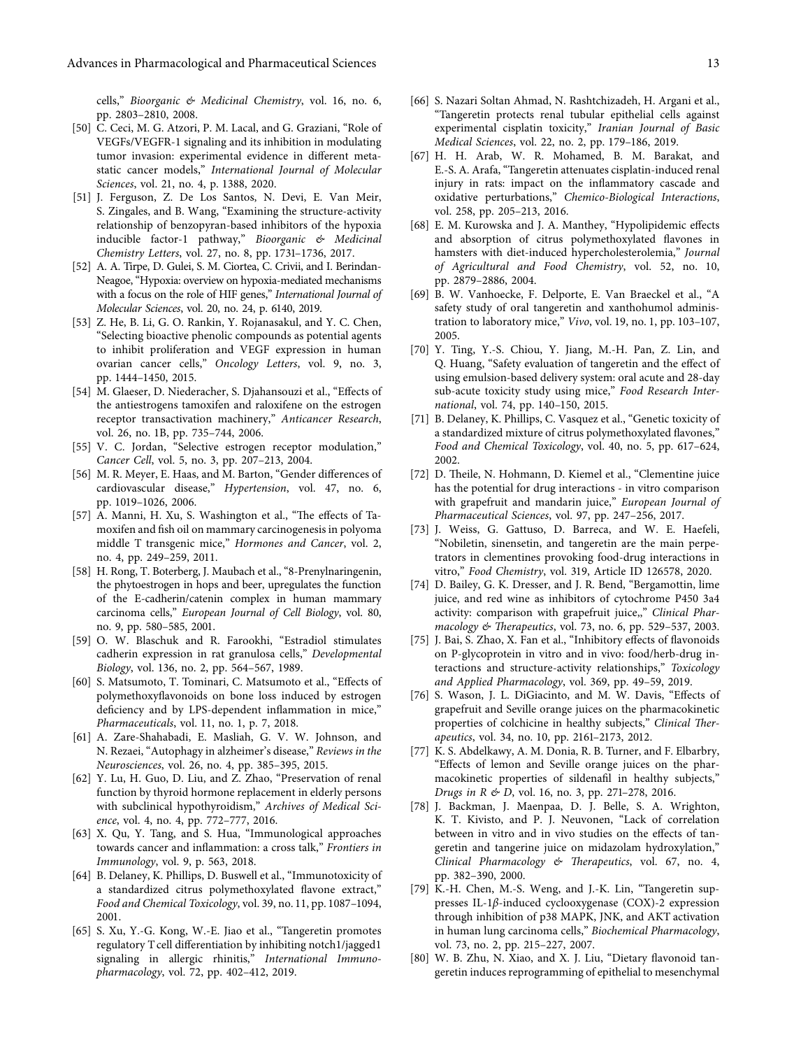cells," *Bioorganic & Medicinal Chemistry*, vol. 16, no. 6, pp. 2803–2810, 2008.

[50] C. Ceci, M. G. Atzori, P. M. Lacal, and G. Graziani, "Role of VEGFs/VEGFR-1 signaling and its inhibition in modulating tumor invasion: experimental evidence in different metastatic cancer models," *International Journal of Molecular Sciences*, vol. 21, no. 4, p. 1388, 2020.

[51] J. Ferguson, Z. De Los Santos, N. Devi, E. Van Meir, S. Zingales, and B. Wang, "Examining the structure-activity relationship of benzopyran-based inhibitors of the hypoxia inducible factor-1 pathway," *Bioorganic & Medicinal Chemistry Letters*, vol. 27, no. 8, pp. 1731–1736, 2017.

[52] A. A. Tirpe, D. Gulei, S. M. Ciortea, C. Crivii, and I. Berindan-Neagoe, "Hypoxia: overview on hypoxia-mediated mechanisms with a focus on the role of HIF genes," *International Journal of Molecular Sciences*, vol. 20, no. 24, p. 6140, 2019.

[53] Z. He, B. Li, G. O. Rankin, Y. Rojanasakul, and Y. C. Chen, "Selecting bioactive phenolic compounds as potential agents to inhibit proliferation and VEGF expression in human ovarian cancer cells," *Oncology Letters*, vol. 9, no. 3, pp. 1444–1450, 2015.

[54] M. Glaeser, D. Niederacher, S. Djahansouzi et al., "Effects of the antiestrogens tamoxifen and raloxifene on the estrogen receptor transactivation machinery," *Anticancer Research*, vol. 26, no. 1B, pp. 735–744, 2006.

[55] V. C. Jordan, "Selective estrogen receptor modulation," *Cancer Cell*, vol. 5, no. 3, pp. 207–213, 2004.

[56] M. R. Meyer, E. Haas, and M. Barton, "Gender differences of cardiovascular disease," *Hypertension*, vol. 47, no. 6, pp. 1019–1026, 2006.

[57] A. Manni, H. Xu, S. Washington et al., "The effects of Tamoxifen and fish oil on mammary carcinogenesis in polyoma middle T transgenic mice," *Hormones and Cancer*, vol. 2, no. 4, pp. 249–259, 2011.

[58] H. Rong, T. Boterberg, J. Maubach et al., "8-Prenylnaringenin, the phytoestrogen in hops and beer, upregulates the function of the E-cadherin/catenin complex in human mammary carcinoma cells," *European Journal of Cell Biology*, vol. 80, no. 9, pp. 580–585, 2001.

[59] O. W. Blaschuk and R. Farookhi, "Estradiol stimulates cadherin expression in rat granulosa cells," *Developmental Biology*, vol. 136, no. 2, pp. 564–567, 1989.

[60] S. Matsumoto, T. Tominari, C. Matsumoto et al., "Effects of polymethoxyflavonoids on bone loss induced by estrogen deficiency and by LPS-dependent inflammation in mice," *Pharmaceuticals*, vol. 11, no. 1, p. 7, 2018.

[61] A. Zare-Shahabadi, E. Masliah, G. V. W. Johnson, and N. Rezaei, "Autophagy in alzheimer's disease," *Reviews in the Neurosciences*, vol. 26, no. 4, pp. 385–395, 2015.

[62] Y. Lu, H. Guo, D. Liu, and Z. Zhao, "Preservation of renal function by thyroid hormone replacement in elderly persons with subclinical hypothyroidism," *Archives of Medical Science*, vol. 4, no. 4, pp. 772–777, 2016.

[63] X. Qu, Y. Tang, and S. Hua, "Immunological approaches towards cancer and inflammation: a cross talk," *Frontiers in Immunology*, vol. 9, p. 563, 2018.

[64] B. Delaney, K. Phillips, D. Buswell et al., "Immunotoxicity of a standardized citrus polymethoxylated flavone extract," *Food and Chemical Toxicology*, vol. 39, no. 11, pp. 1087–1094, 2001.

[65] S. Xu, Y.-G. Kong, W.-E. Jiao et al., "Tangeretin promotes regulatory T cell differentiation by inhibiting notch1/jagged1 signaling in allergic rhinitis," *International Immunopharmacology*, vol. 72, pp. 402–412, 2019.

[66] S. Nazari Soltan Ahmad, N. Rashtchizadeh, H. Argani et al., "Tangeretin protects renal tubular epithelial cells against experimental cisplatin toxicity," *Iranian Journal of Basic Medical Sciences*, vol. 22, no. 2, pp. 179–186, 2019.

[67] H. H. Arab, W. R. Mohamed, B. M. Barakat, and E.-S. A. Arafa, "Tangeretin attenuates cisplatin-induced renal injury in rats: impact on the inflammatory cascade and oxidative perturbations," *Chemico-Biological Interactions*, vol. 258, pp. 205–213, 2016.

[68] E. M. Kurowska and J. A. Manthey, "Hypolipidemic effects and absorption of citrus polymethoxylated flavones in hamsters with diet-induced hypercholesterolemia," *Journal of Agricultural and Food Chemistry*, vol. 52, no. 10, pp. 2879–2886, 2004.

[69] B. W. Vanhoecke, F. Delporte, E. Van Braeckel et al., "A safety study of oral tangeretin and xanthohumol administration to laboratory mice," *Vivo*, vol. 19, no. 1, pp. 103–107, 2005.

[70] Y. Ting, Y.-S. Chiou, Y. Jiang, M.-H. Pan, Z. Lin, and Q. Huang, "Safety evaluation of tangeretin and the effect of using emulsion-based delivery system: oral acute and 28-day sub-acute toxicity study using mice," *Food Research International*, vol. 74, pp. 140–150, 2015.

[71] B. Delaney, K. Phillips, C. Vasquez et al., "Genetic toxicity of a standardized mixture of citrus polymethoxylated flavones," *Food and Chemical Toxicology*, vol. 40, no. 5, pp. 617–624, 2002.

[72] D. Theile, N. Hohmann, D. Kiemel et al., "Clementine juice has the potential for drug interactions - in vitro comparison with grapefruit and mandarin juice," *European Journal of Pharmaceutical Sciences*, vol. 97, pp. 247–256, 2017.

[73] J. Weiss, G. Gattuso, D. Barreca, and W. E. Haefeli, "Nobiletin, sinensetin, and tangeretin are the main perpetrators in clementines provoking food-drug interactions in vitro," *Food Chemistry*, vol. 319, Article ID 126578, 2020.

[74] D. Bailey, G. K. Dresser, and J. R. Bend, "Bergamottin, lime juice, and red wine as inhibitors of cytochrome P450 3a4 activity: comparison with grapefruit juice,," *Clinical Pharmacology & Therapeutics*, vol. 73, no. 6, pp. 529–537, 2003.

[75] J. Bai, S. Zhao, X. Fan et al., "Inhibitory effects of flavonoids on P-glycoprotein in vitro and in vivo: food/herb-drug interactions and structure-activity relationships," *Toxicology and Applied Pharmacology*, vol. 369, pp. 49–59, 2019.

[76] S. Wason, J. L. DiGiacinto, and M. W. Davis, "Effects of grapefruit and Seville orange juices on the pharmacokinetic properties of colchicine in healthy subjects," *Clinical Therapeutics*, vol. 34, no. 10, pp. 2161–2173, 2012.

[77] K. S. Abdelkawy, A. M. Donia, R. B. Turner, and F. Elbarbry, "Effects of lemon and Seville orange juices on the pharmacokinetic properties of sildenafil in healthy subjects," *Drugs in R & D*, vol. 16, no. 3, pp. 271–278, 2016.

[78] J. Backman, J. Maenpaa, D. J. Belle, S. A. Wrighton, K. T. Kivisto, and P. J. Neuvonen, "Lack of correlation between in vitro and in vivo studies on the effects of tangeretin and tangerine juice on midazolam hydroxylation," *Clinical Pharmacology & Therapeutics*, vol. 67, no. 4, pp. 382–390, 2000.

[79] K.-H. Chen, M.-S. Weng, and J.-K. Lin, "Tangeretin suppresses IL-1$\beta$-induced cyclooxygenase (COX)-2 expression through inhibition of p38 MAPK, JNK, and AKT activation in human lung carcinoma cells," *Biochemical Pharmacology*, vol. 73, no. 2, pp. 215–227, 2007.

[80] W. B. Zhu, N. Xiao, and X. J. Liu, "Dietary flavonoid tangeretin induces reprogramming of epithelial to mesenchymal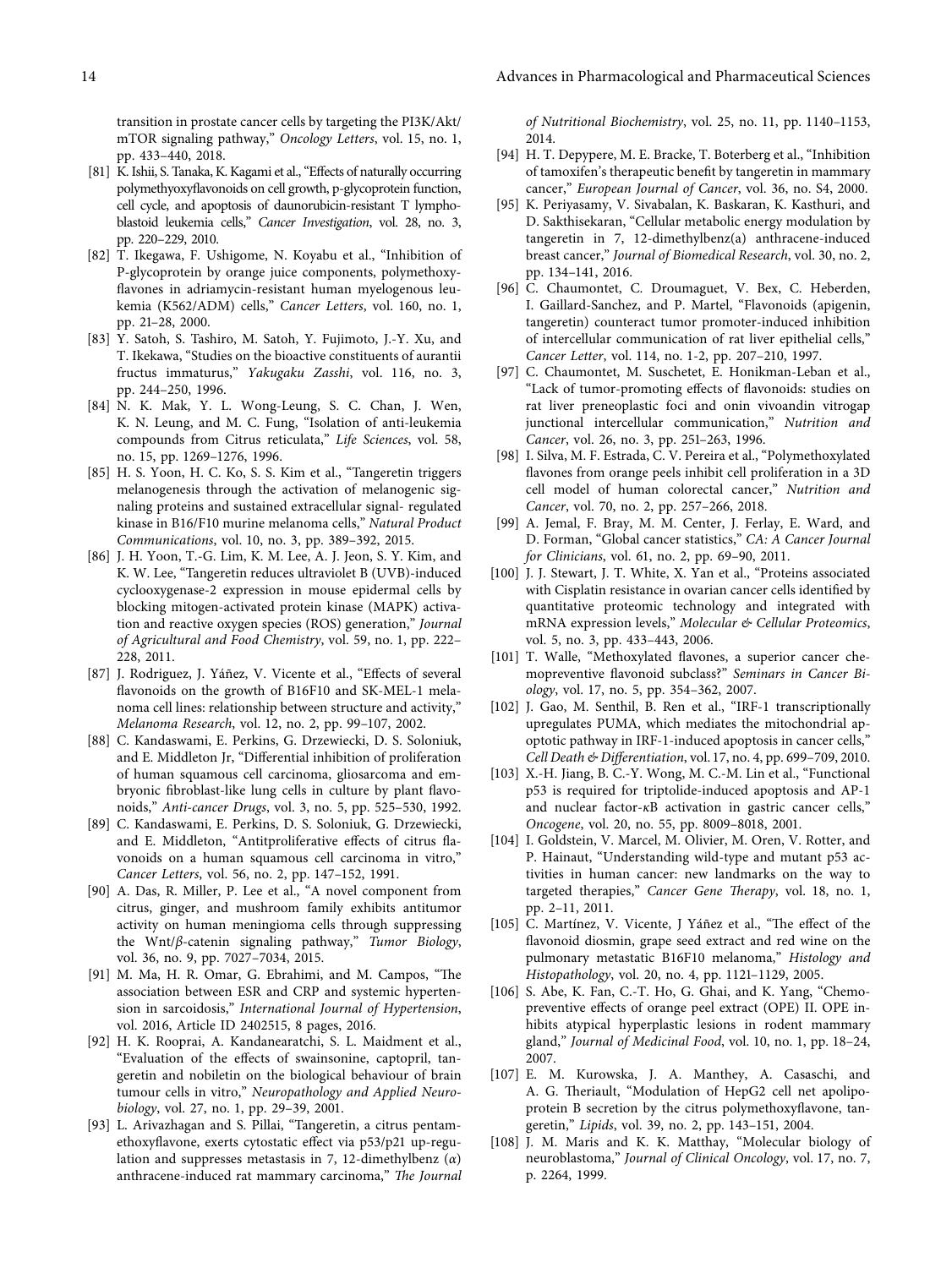transition in prostate cancer cells by targeting the PI3K/Akt/mTOR signaling pathway," *Oncology Letters*, vol. 15, no. 1, pp. 433–440, 2018.

[81] K. Ishii, S. Tanaka, K. Kagami et al., "Effects of naturally occurring polymethyoxyflavonoids on cell growth, p-glycoprotein function, cell cycle, and apoptosis of daunorubicin-resistant T lymphoblastoid leukemia cells," *Cancer Investigation*, vol. 28, no. 3, pp. 220–229, 2010.

[82] T. Ikegawa, F. Ushigome, N. Koyabu et al., "Inhibition of P-glycoprotein by orange juice components, polymethoxyflavones in adriamycin-resistant human myelogenous leukemia (K562/ADM) cells," *Cancer Letters*, vol. 160, no. 1, pp. 21–28, 2000.

[83] Y. Satoh, S. Tashiro, M. Satoh, Y. Fujimoto, J.-Y. Xu, and T. Ikekawa, "Studies on the bioactive constituents of aurantii fructus immaturus," *Yakugaku Zasshi*, vol. 116, no. 3, pp. 244–250, 1996.

[84] N. K. Mak, Y. L. Wong-Leung, S. C. Chan, J. Wen, K. N. Leung, and M. C. Fung, "Isolation of anti-leukemia compounds from Citrus reticulata," *Life Sciences*, vol. 58, no. 15, pp. 1269–1276, 1996.

[85] H. S. Yoon, H. C. Ko, S. S. Kim et al., "Tangeretin triggers melanogenesis through the activation of melanogenic signaling proteins and sustained extracellular signal- regulated kinase in B16/F10 murine melanoma cells," *Natural Product Communications*, vol. 10, no. 3, pp. 389–392, 2015.

[86] J. H. Yoon, T.-G. Lim, K. M. Lee, A. J. Jeon, S. Y. Kim, and K. W. Lee, "Tangeretin reduces ultraviolet B (UVB)-induced cyclooxygenase-2 expression in mouse epidermal cells by blocking mitogen-activated protein kinase (MAPK) activation and reactive oxygen species (ROS) generation," *Journal of Agricultural and Food Chemistry*, vol. 59, no. 1, pp. 222–228, 2011.

[87] J. Rodriguez, J. Yáñez, V. Vicente et al., "Effects of several flavonoids on the growth of B16F10 and SK-MEL-1 melanoma cell lines: relationship between structure and activity," *Melanoma Research*, vol. 12, no. 2, pp. 99–107, 2002.

[88] C. Kandaswami, E. Perkins, G. Drzewiecki, D. S. Soloniuk, and E. Middleton Jr, "Differential inhibition of proliferation of human squamous cell carcinoma, gliosarcoma and embryonic fibroblast-like lung cells in culture by plant flavonoids," *Anti-cancer Drugs*, vol. 3, no. 5, pp. 525–530, 1992.

[89] C. Kandaswami, E. Perkins, D. S. Soloniuk, G. Drzewiecki, and E. Middleton, "Antitproliferative effects of citrus flavonoids on a human squamous cell carcinoma in vitro," *Cancer Letters*, vol. 56, no. 2, pp. 147–152, 1991.

[90] A. Das, R. Miller, P. Lee et al., "A novel component from citrus, ginger, and mushroom family exhibits antitumor activity on human meningioma cells through suppressing the Wnt/β-catenin signaling pathway," *Tumor Biology*, vol. 36, no. 9, pp. 7027–7034, 2015.

[91] M. Ma, H. R. Omar, G. Ebrahimi, and M. Campos, "The association between ESR and CRP and systemic hypertension in sarcoidosis," *International Journal of Hypertension*, vol. 2016, Article ID 2402515, 8 pages, 2016.

[92] H. K. Rooprai, A. Kandanearatchi, S. L. Maidment et al., "Evaluation of the effects of swainsonine, captopril, tangeretin and nobiletin on the biological behaviour of brain tumour cells in vitro," *Neuropathology and Applied Neurobiology*, vol. 27, no. 1, pp. 29–39, 2001.

[93] L. Arivazhagan and S. Pillai, "Tangeretin, a citrus pentamethoxyflavone, exerts cytostatic effect via p53/p21 up-regulation and suppresses metastasis in 7, 12-dimethylbenz (α) anthracene-induced rat mammary carcinoma," *The Journal of Nutritional Biochemistry*, vol. 25, no. 11, pp. 1140–1153, 2014.

[94] H. T. Depypere, M. E. Bracke, T. Boterberg et al., "Inhibition of tamoxifen's therapeutic benefit by tangeretin in mammary cancer," *European Journal of Cancer*, vol. 36, no. S4, 2000.

[95] K. Periyasamy, V. Sivabalan, K. Baskaran, K. Kasthuri, and D. Sakthisekaran, "Cellular metabolic energy modulation by tangeretin in 7, 12-dimethylbenz(a) anthracene-induced breast cancer," *Journal of Biomedical Research*, vol. 30, no. 2, pp. 134–141, 2016.

[96] C. Chaumontet, C. Droumaguet, V. Bex, C. Heberden, I. Gaillard-Sanchez, and P. Martel, "Flavonoids (apigenin, tangeretin) counteract tumor promoter-induced inhibition of intercellular communication of rat liver epithelial cells," *Cancer Letter*, vol. 114, no. 1-2, pp. 207–210, 1997.

[97] C. Chaumontet, M. Suschetet, E. Honikman-Leban et al., "Lack of tumor-promoting effects of flavonoids: studies on rat liver preneoplastic foci and onin vivoandin vitrogap junctional intercellular communication," *Nutrition and Cancer*, vol. 26, no. 3, pp. 251–263, 1996.

[98] I. Silva, M. F. Estrada, C. V. Pereira et al., "Polymethoxylated flavones from orange peels inhibit cell proliferation in a 3D cell model of human colorectal cancer," *Nutrition and Cancer*, vol. 70, no. 2, pp. 257–266, 2018.

[99] A. Jemal, F. Bray, M. M. Center, J. Ferlay, E. Ward, and D. Forman, "Global cancer statistics," *CA: A Cancer Journal for Clinicians*, vol. 61, no. 2, pp. 69–90, 2011.

[100] J. J. Stewart, J. T. White, X. Yan et al., "Proteins associated with Cisplatin resistance in ovarian cancer cells identified by quantitative proteomic technology and integrated with mRNA expression levels," *Molecular & Cellular Proteomics*, vol. 5, no. 3, pp. 433–443, 2006.

[101] T. Walle, "Methoxylated flavones, a superior cancer chemopreventive flavonoid subclass?" *Seminars in Cancer Biology*, vol. 17, no. 5, pp. 354–362, 2007.

[102] J. Gao, M. Senthil, B. Ren et al., "IRF-1 transcriptionally upregulates PUMA, which mediates the mitochondrial apoptotic pathway in IRF-1-induced apoptosis in cancer cells," *Cell Death & Differentiation*, vol. 17, no. 4, pp. 699–709, 2010.

[103] X.-H. Jiang, B. C.-Y. Wong, M. C.-M. Lin et al., "Functional p53 is required for triptolide-induced apoptosis and AP-1 and nuclear factor-κB activation in gastric cancer cells," *Oncogene*, vol. 20, no. 55, pp. 8009–8018, 2001.

[104] I. Goldstein, V. Marcel, M. Olivier, M. Oren, V. Rotter, and P. Hainaut, "Understanding wild-type and mutant p53 activities in human cancer: new landmarks on the way to targeted therapies," *Cancer Gene Therapy*, vol. 18, no. 1, pp. 2–11, 2011.

[105] C. Martínez, V. Vicente, J Yáñez et al., "The effect of the flavonoid diosmin, grape seed extract and red wine on the pulmonary metastatic B16F10 melanoma," *Histology and Histopathology*, vol. 20, no. 4, pp. 1121–1129, 2005.

[106] S. Abe, K. Fan, C.-T. Ho, G. Ghai, and K. Yang, "Chemopreventive effects of orange peel extract (OPE) II. OPE inhibits atypical hyperplastic lesions in rodent mammary gland," *Journal of Medicinal Food*, vol. 10, no. 1, pp. 18–24, 2007.

[107] E. M. Kurowska, J. A. Manthey, A. Casaschi, and A. G. Theriault, "Modulation of HepG2 cell net apolipoprotein B secretion by the citrus polymethoxyflavone, tangeretin," *Lipids*, vol. 39, no. 2, pp. 143–151, 2004.

[108] J. M. Maris and K. K. Matthay, "Molecular biology of neuroblastoma," *Journal of Clinical Oncology*, vol. 17, no. 7, p. 2264, 1999.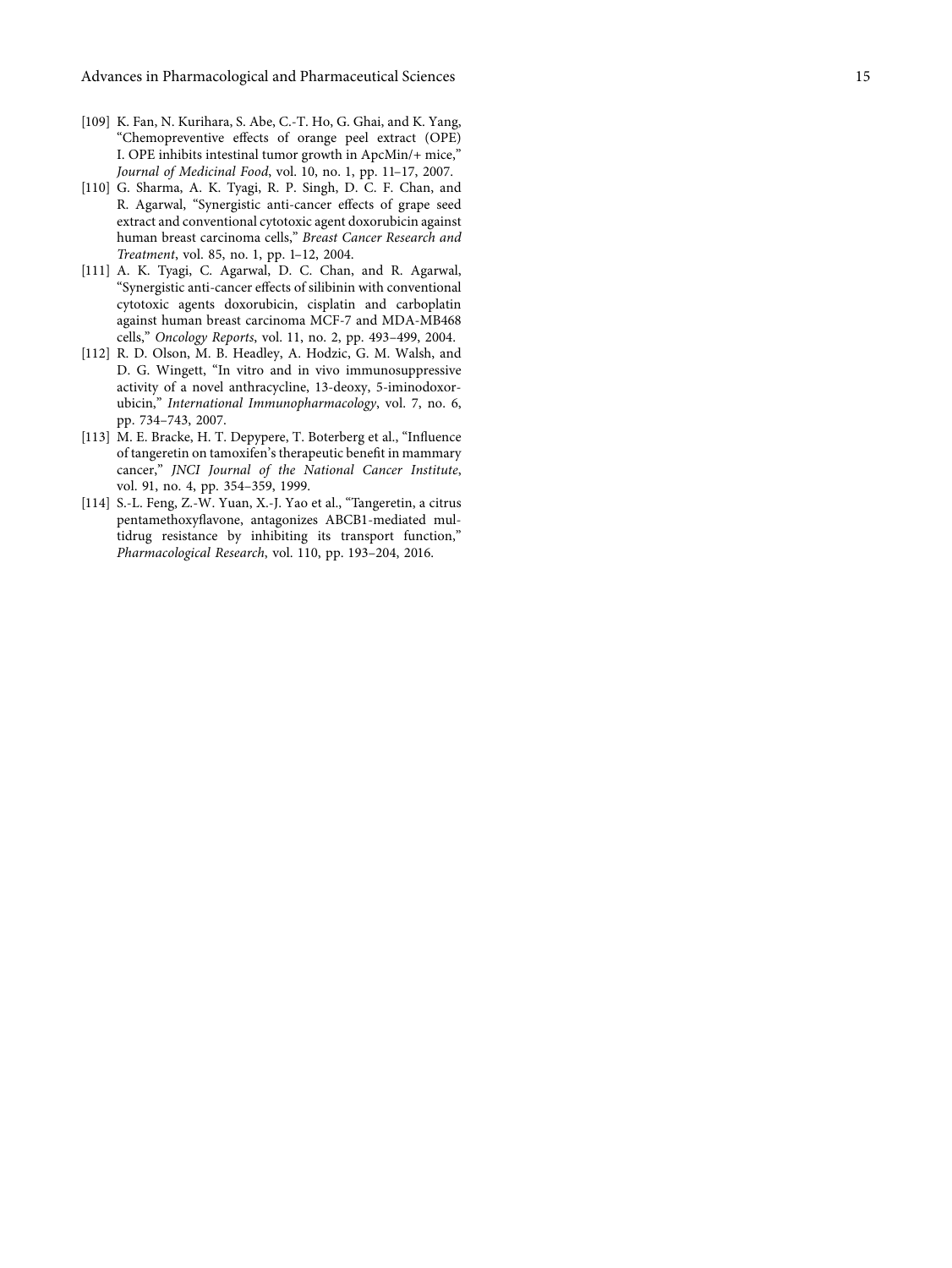[109] K. Fan, N. Kurihara, S. Abe, C.-T. Ho, G. Ghai, and K. Yang, "Chemopreventive effects of orange peel extract (OPE) I. OPE inhibits intestinal tumor growth in ApcMin/+ mice," *Journal of Medicinal Food*, vol. 10, no. 1, pp. 11–17, 2007.

[110] G. Sharma, A. K. Tyagi, R. P. Singh, D. C. F. Chan, and R. Agarwal, "Synergistic anti-cancer effects of grape seed extract and conventional cytotoxic agent doxorubicin against human breast carcinoma cells," *Breast Cancer Research and Treatment*, vol. 85, no. 1, pp. 1–12, 2004.

[111] A. K. Tyagi, C. Agarwal, D. C. Chan, and R. Agarwal, "Synergistic anti-cancer effects of silibinin with conventional cytotoxic agents doxorubicin, cisplatin and carboplatin against human breast carcinoma MCF-7 and MDA-MB468 cells," *Oncology Reports*, vol. 11, no. 2, pp. 493–499, 2004.

[112] R. D. Olson, M. B. Headley, A. Hodzic, G. M. Walsh, and D. G. Wingett, "In vitro and in vivo immunosuppressive activity of a novel anthracycline, 13-deoxy, 5-iminodoxorubicin," *International Immunopharmacology*, vol. 7, no. 6, pp. 734–743, 2007.

[113] M. E. Bracke, H. T. Depypere, T. Boterberg et al., "Influence of tangeretin on tamoxifen's therapeutic benefit in mammary cancer," *JNCI Journal of the National Cancer Institute*, vol. 91, no. 4, pp. 354–359, 1999.

[114] S.-L. Feng, Z.-W. Yuan, X.-J. Yao et al., "Tangeretin, a citrus pentamethoxyflavone, antagonizes ABCB1-mediated multidrug resistance by inhibiting its transport function," *Pharmacological Research*, vol. 110, pp. 193–204, 2016.